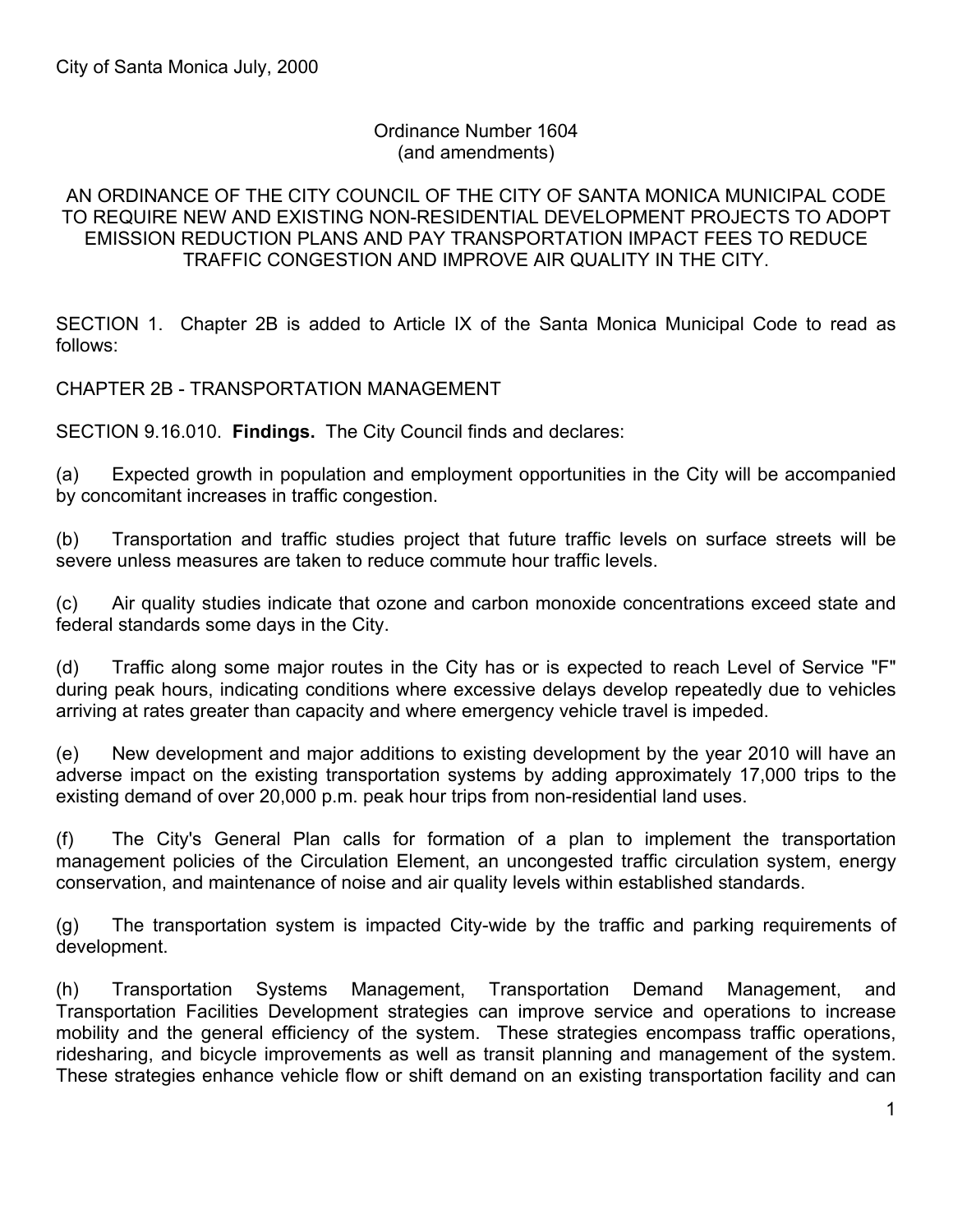City of Santa Monica July, 2000

Ordinance Number 1604
(and amendments)

AN ORDINANCE OF THE CITY COUNCIL OF THE CITY OF SANTA MONICA MUNICIPAL CODE TO REQUIRE NEW AND EXISTING NON-RESIDENTIAL DEVELOPMENT PROJECTS TO ADOPT EMISSION REDUCTION PLANS AND PAY TRANSPORTATION IMPACT FEES TO REDUCE TRAFFIC CONGESTION AND IMPROVE AIR QUALITY IN THE CITY.

SECTION 1. Chapter 2B is added to Article IX of the Santa Monica Municipal Code to read as follows:

CHAPTER 2B - TRANSPORTATION MANAGEMENT

SECTION 9.16.010. **Findings.** The City Council finds and declares:

(a) Expected growth in population and employment opportunities in the City will be accompanied by concomitant increases in traffic congestion.

(b) Transportation and traffic studies project that future traffic levels on surface streets will be severe unless measures are taken to reduce commute hour traffic levels.

(c) Air quality studies indicate that ozone and carbon monoxide concentrations exceed state and federal standards some days in the City.

(d) Traffic along some major routes in the City has or is expected to reach Level of Service "F" during peak hours, indicating conditions where excessive delays develop repeatedly due to vehicles arriving at rates greater than capacity and where emergency vehicle travel is impeded.

(e) New development and major additions to existing development by the year 2010 will have an adverse impact on the existing transportation systems by adding approximately 17,000 trips to the existing demand of over 20,000 p.m. peak hour trips from non-residential land uses.

(f) The City's General Plan calls for formation of a plan to implement the transportation management policies of the Circulation Element, an uncongested traffic circulation system, energy conservation, and maintenance of noise and air quality levels within established standards.

(g) The transportation system is impacted City-wide by the traffic and parking requirements of development.

(h) Transportation Systems Management, Transportation Demand Management, and Transportation Facilities Development strategies can improve service and operations to increase mobility and the general efficiency of the system. These strategies encompass traffic operations, ridesharing, and bicycle improvements as well as transit planning and management of the system. These strategies enhance vehicle flow or shift demand on an existing transportation facility and can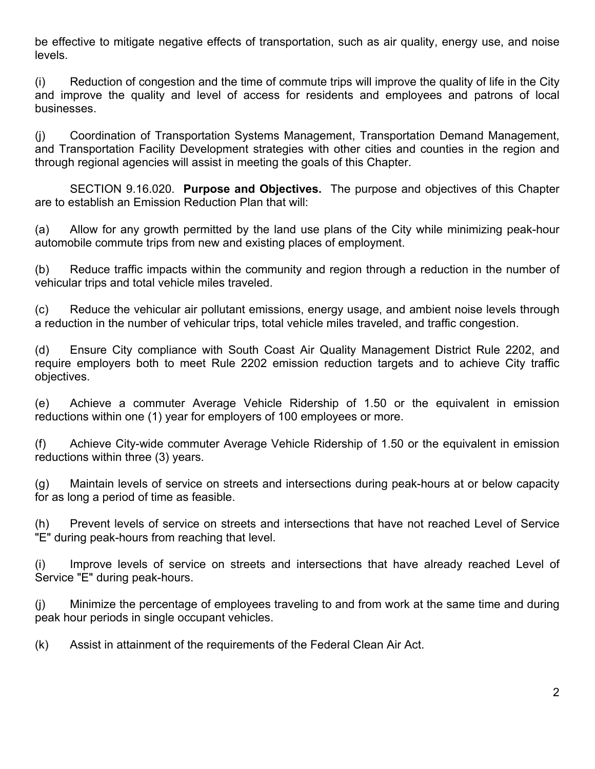be effective to mitigate negative effects of transportation, such as air quality, energy use, and noise levels.

(i) Reduction of congestion and the time of commute trips will improve the quality of life in the City and improve the quality and level of access for residents and employees and patrons of local businesses.

(j) Coordination of Transportation Systems Management, Transportation Demand Management, and Transportation Facility Development strategies with other cities and counties in the region and through regional agencies will assist in meeting the goals of this Chapter.

SECTION 9.16.020. **Purpose and Objectives.** The purpose and objectives of this Chapter are to establish an Emission Reduction Plan that will:

(a) Allow for any growth permitted by the land use plans of the City while minimizing peak-hour automobile commute trips from new and existing places of employment.

(b) Reduce traffic impacts within the community and region through a reduction in the number of vehicular trips and total vehicle miles traveled.

(c) Reduce the vehicular air pollutant emissions, energy usage, and ambient noise levels through a reduction in the number of vehicular trips, total vehicle miles traveled, and traffic congestion.

(d) Ensure City compliance with South Coast Air Quality Management District Rule 2202, and require employers both to meet Rule 2202 emission reduction targets and to achieve City traffic objectives.

(e) Achieve a commuter Average Vehicle Ridership of 1.50 or the equivalent in emission reductions within one (1) year for employers of 100 employees or more.

(f) Achieve City-wide commuter Average Vehicle Ridership of 1.50 or the equivalent in emission reductions within three (3) years.

(g) Maintain levels of service on streets and intersections during peak-hours at or below capacity for as long a period of time as feasible.

(h) Prevent levels of service on streets and intersections that have not reached Level of Service "E" during peak-hours from reaching that level.

(i) Improve levels of service on streets and intersections that have already reached Level of Service "E" during peak-hours.

(j) Minimize the percentage of employees traveling to and from work at the same time and during peak hour periods in single occupant vehicles.

(k) Assist in attainment of the requirements of the Federal Clean Air Act.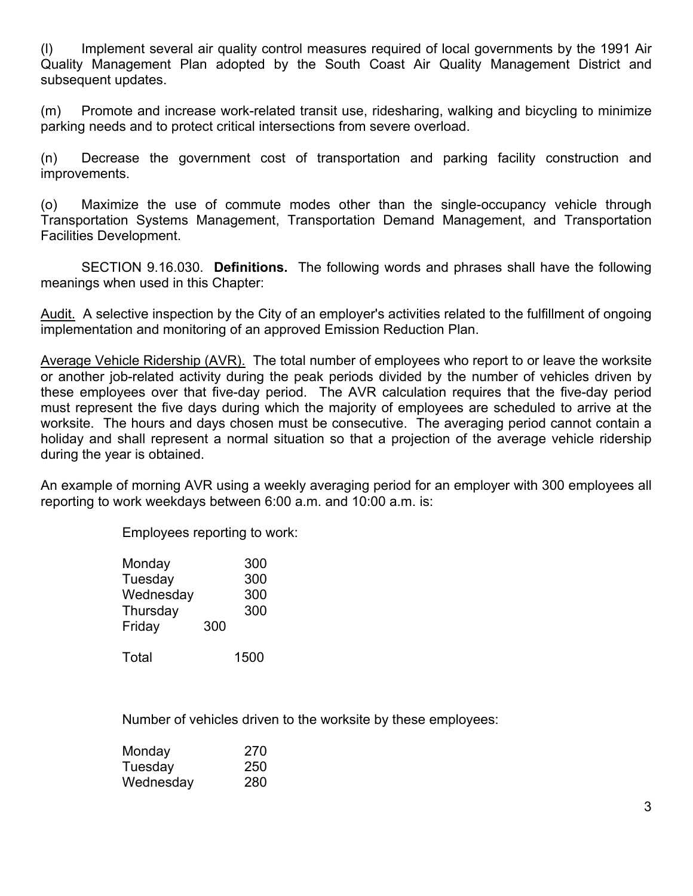(l) Implement several air quality control measures required of local governments by the 1991 Air Quality Management Plan adopted by the South Coast Air Quality Management District and subsequent updates.

(m) Promote and increase work-related transit use, ridesharing, walking and bicycling to minimize parking needs and to protect critical intersections from severe overload.

(n) Decrease the government cost of transportation and parking facility construction and improvements.

(o) Maximize the use of commute modes other than the single-occupancy vehicle through Transportation Systems Management, Transportation Demand Management, and Transportation Facilities Development.

SECTION 9.16.030. **Definitions.** The following words and phrases shall have the following meanings when used in this Chapter:

Audit. A selective inspection by the City of an employer's activities related to the fulfillment of ongoing implementation and monitoring of an approved Emission Reduction Plan.

Average Vehicle Ridership (AVR). The total number of employees who report to or leave the worksite or another job-related activity during the peak periods divided by the number of vehicles driven by these employees over that five-day period. The AVR calculation requires that the five-day period must represent the five days during which the majority of employees are scheduled to arrive at the worksite. The hours and days chosen must be consecutive. The averaging period cannot contain a holiday and shall represent a normal situation so that a projection of the average vehicle ridership during the year is obtained.

An example of morning AVR using a weekly averaging period for an employer with 300 employees all reporting to work weekdays between 6:00 a.m. and 10:00 a.m. is:

Employees reporting to work:

| | |
|---|---|
| Monday | 300 |
| Tuesday | 300 |
| Wednesday | 300 |
| Thursday | 300 |
| Friday | 300 |
| Total | 1500 |

Number of vehicles driven to the worksite by these employees:

| | |
|---|---|
| Monday | 270 |
| Tuesday | 250 |
| Wednesday | 280 |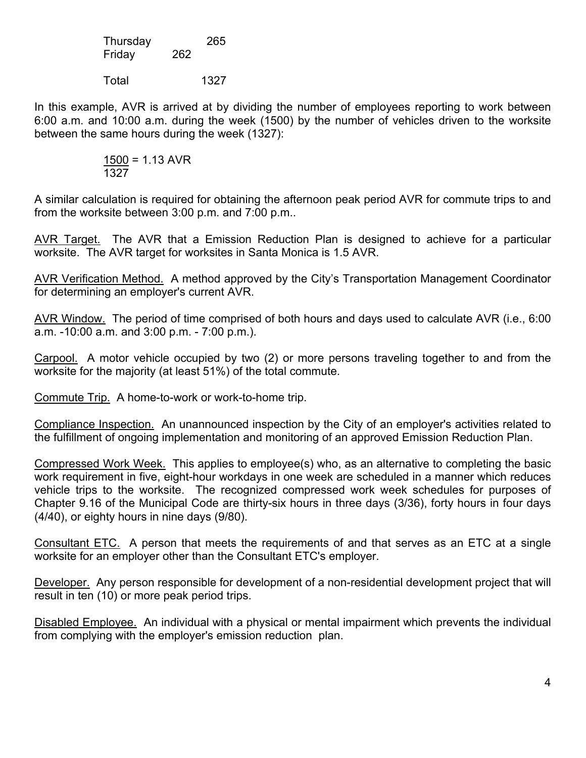| | |
|---|---|
| Thursday | 265 |
| Friday | 262 |
| Total | 1327 |

In this example, AVR is arrived at by dividing the number of employees reporting to work between 6:00 a.m. and 10:00 a.m. during the week (1500) by the number of vehicles driven to the worksite between the same hours during the week (1327):

$$\frac{1500}{1327} = 1.13 \text{ AVR}$$

A similar calculation is required for obtaining the afternoon peak period AVR for commute trips to and from the worksite between 3:00 p.m. and 7:00 p.m..

AVR Target. The AVR that a Emission Reduction Plan is designed to achieve for a particular worksite. The AVR target for worksites in Santa Monica is 1.5 AVR.

AVR Verification Method. A method approved by the City's Transportation Management Coordinator for determining an employer's current AVR.

AVR Window. The period of time comprised of both hours and days used to calculate AVR (i.e., 6:00 a.m. -10:00 a.m. and 3:00 p.m. - 7:00 p.m.).

Carpool. A motor vehicle occupied by two (2) or more persons traveling together to and from the worksite for the majority (at least 51%) of the total commute.

Commute Trip. A home-to-work or work-to-home trip.

Compliance Inspection. An unannounced inspection by the City of an employer's activities related to the fulfillment of ongoing implementation and monitoring of an approved Emission Reduction Plan.

Compressed Work Week. This applies to employee(s) who, as an alternative to completing the basic work requirement in five, eight-hour workdays in one week are scheduled in a manner which reduces vehicle trips to the worksite. The recognized compressed work week schedules for purposes of Chapter 9.16 of the Municipal Code are thirty-six hours in three days (3/36), forty hours in four days (4/40), or eighty hours in nine days (9/80).

Consultant ETC. A person that meets the requirements of and that serves as an ETC at a single worksite for an employer other than the Consultant ETC's employer.

Developer. Any person responsible for development of a non-residential development project that will result in ten (10) or more peak period trips.

Disabled Employee. An individual with a physical or mental impairment which prevents the individual from complying with the employer's emission reduction plan.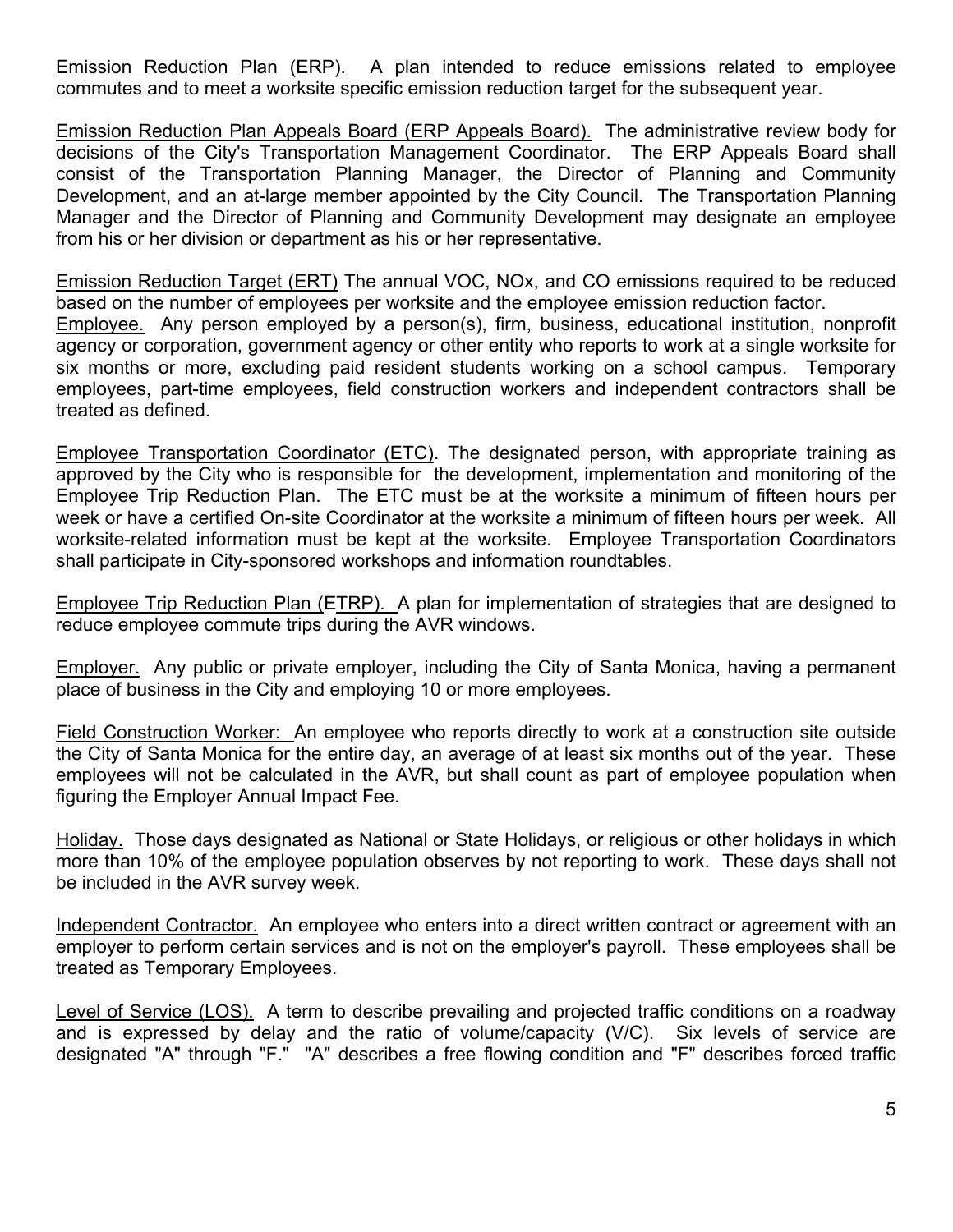Emission Reduction Plan (ERP). A plan intended to reduce emissions related to employee commutes and to meet a worksite specific emission reduction target for the subsequent year.

Emission Reduction Plan Appeals Board (ERP Appeals Board). The administrative review body for decisions of the City's Transportation Management Coordinator. The ERP Appeals Board shall consist of the Transportation Planning Manager, the Director of Planning and Community Development, and an at-large member appointed by the City Council. The Transportation Planning Manager and the Director of Planning and Community Development may designate an employee from his or her division or department as his or her representative.

Emission Reduction Target (ERT) The annual VOC, NOx, and CO emissions required to be reduced based on the number of employees per worksite and the employee emission reduction factor.

Employee. Any person employed by a person(s), firm, business, educational institution, nonprofit agency or corporation, government agency or other entity who reports to work at a single worksite for six months or more, excluding paid resident students working on a school campus. Temporary employees, part-time employees, field construction workers and independent contractors shall be treated as defined.

Employee Transportation Coordinator (ETC). The designated person, with appropriate training as approved by the City who is responsible for the development, implementation and monitoring of the Employee Trip Reduction Plan. The ETC must be at the worksite a minimum of fifteen hours per week or have a certified On-site Coordinator at the worksite a minimum of fifteen hours per week. All worksite-related information must be kept at the worksite. Employee Transportation Coordinators shall participate in City-sponsored workshops and information roundtables.

Employee Trip Reduction Plan (ETRP). A plan for implementation of strategies that are designed to reduce employee commute trips during the AVR windows.

Employer. Any public or private employer, including the City of Santa Monica, having a permanent place of business in the City and employing 10 or more employees.

Field Construction Worker: An employee who reports directly to work at a construction site outside the City of Santa Monica for the entire day, an average of at least six months out of the year. These employees will not be calculated in the AVR, but shall count as part of employee population when figuring the Employer Annual Impact Fee.

Holiday. Those days designated as National or State Holidays, or religious or other holidays in which more than 10% of the employee population observes by not reporting to work. These days shall not be included in the AVR survey week.

Independent Contractor. An employee who enters into a direct written contract or agreement with an employer to perform certain services and is not on the employer's payroll. These employees shall be treated as Temporary Employees.

Level of Service (LOS). A term to describe prevailing and projected traffic conditions on a roadway and is expressed by delay and the ratio of volume/capacity (V/C). Six levels of service are designated "A" through "F." "A" describes a free flowing condition and "F" describes forced traffic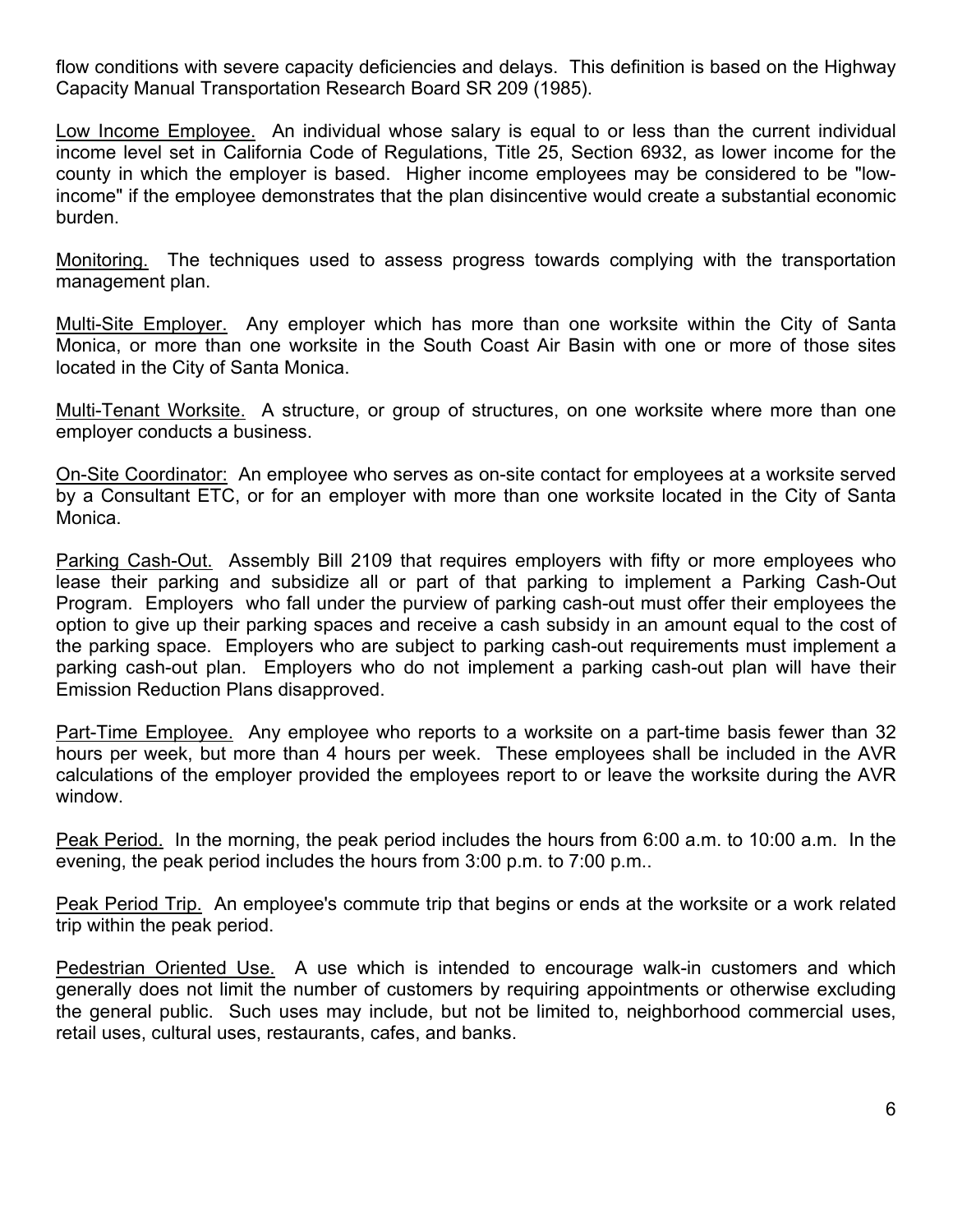flow conditions with severe capacity deficiencies and delays. This definition is based on the Highway Capacity Manual Transportation Research Board SR 209 (1985).

Low Income Employee. An individual whose salary is equal to or less than the current individual income level set in California Code of Regulations, Title 25, Section 6932, as lower income for the county in which the employer is based. Higher income employees may be considered to be "low-income" if the employee demonstrates that the plan disincentive would create a substantial economic burden.

Monitoring. The techniques used to assess progress towards complying with the transportation management plan.

Multi-Site Employer. Any employer which has more than one worksite within the City of Santa Monica, or more than one worksite in the South Coast Air Basin with one or more of those sites located in the City of Santa Monica.

Multi-Tenant Worksite. A structure, or group of structures, on one worksite where more than one employer conducts a business.

On-Site Coordinator: An employee who serves as on-site contact for employees at a worksite served by a Consultant ETC, or for an employer with more than one worksite located in the City of Santa Monica.

Parking Cash-Out. Assembly Bill 2109 that requires employers with fifty or more employees who lease their parking and subsidize all or part of that parking to implement a Parking Cash-Out Program. Employers who fall under the purview of parking cash-out must offer their employees the option to give up their parking spaces and receive a cash subsidy in an amount equal to the cost of the parking space. Employers who are subject to parking cash-out requirements must implement a parking cash-out plan. Employers who do not implement a parking cash-out plan will have their Emission Reduction Plans disapproved.

Part-Time Employee. Any employee who reports to a worksite on a part-time basis fewer than 32 hours per week, but more than 4 hours per week. These employees shall be included in the AVR calculations of the employer provided the employees report to or leave the worksite during the AVR window.

Peak Period. In the morning, the peak period includes the hours from 6:00 a.m. to 10:00 a.m. In the evening, the peak period includes the hours from 3:00 p.m. to 7:00 p.m..

Peak Period Trip. An employee's commute trip that begins or ends at the worksite or a work related trip within the peak period.

Pedestrian Oriented Use. A use which is intended to encourage walk-in customers and which generally does not limit the number of customers by requiring appointments or otherwise excluding the general public. Such uses may include, but not be limited to, neighborhood commercial uses, retail uses, cultural uses, restaurants, cafes, and banks.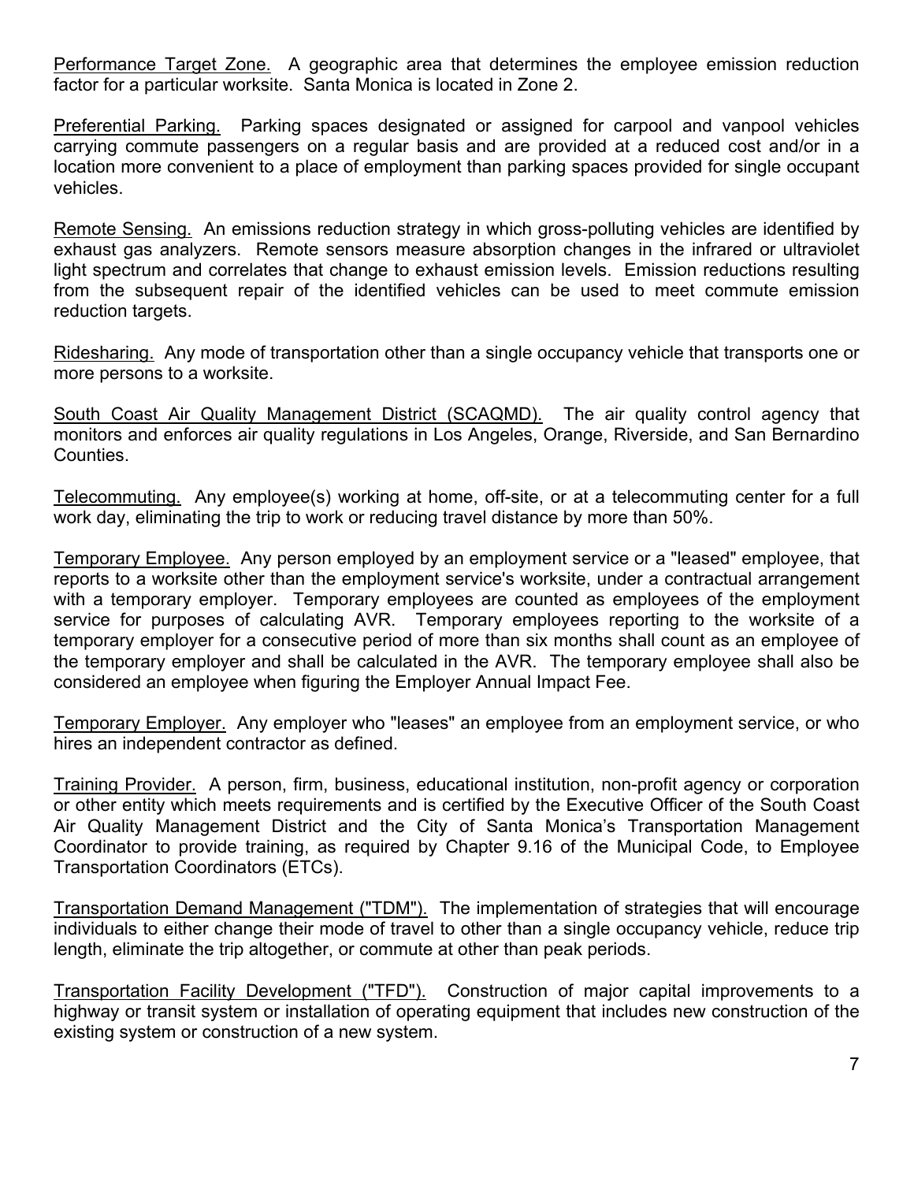Performance Target Zone. A geographic area that determines the employee emission reduction factor for a particular worksite. Santa Monica is located in Zone 2.

Preferential Parking. Parking spaces designated or assigned for carpool and vanpool vehicles carrying commute passengers on a regular basis and are provided at a reduced cost and/or in a location more convenient to a place of employment than parking spaces provided for single occupant vehicles.

Remote Sensing. An emissions reduction strategy in which gross-polluting vehicles are identified by exhaust gas analyzers. Remote sensors measure absorption changes in the infrared or ultraviolet light spectrum and correlates that change to exhaust emission levels. Emission reductions resulting from the subsequent repair of the identified vehicles can be used to meet commute emission reduction targets.

Ridesharing. Any mode of transportation other than a single occupancy vehicle that transports one or more persons to a worksite.

South Coast Air Quality Management District (SCAQMD). The air quality control agency that monitors and enforces air quality regulations in Los Angeles, Orange, Riverside, and San Bernardino Counties.

Telecommuting. Any employee(s) working at home, off-site, or at a telecommuting center for a full work day, eliminating the trip to work or reducing travel distance by more than 50%.

Temporary Employee. Any person employed by an employment service or a "leased" employee, that reports to a worksite other than the employment service's worksite, under a contractual arrangement with a temporary employer. Temporary employees are counted as employees of the employment service for purposes of calculating AVR. Temporary employees reporting to the worksite of a temporary employer for a consecutive period of more than six months shall count as an employee of the temporary employer and shall be calculated in the AVR. The temporary employee shall also be considered an employee when figuring the Employer Annual Impact Fee.

Temporary Employer. Any employer who "leases" an employee from an employment service, or who hires an independent contractor as defined.

Training Provider. A person, firm, business, educational institution, non-profit agency or corporation or other entity which meets requirements and is certified by the Executive Officer of the South Coast Air Quality Management District and the City of Santa Monica's Transportation Management Coordinator to provide training, as required by Chapter 9.16 of the Municipal Code, to Employee Transportation Coordinators (ETCs).

Transportation Demand Management ("TDM"). The implementation of strategies that will encourage individuals to either change their mode of travel to other than a single occupancy vehicle, reduce trip length, eliminate the trip altogether, or commute at other than peak periods.

Transportation Facility Development ("TFD"). Construction of major capital improvements to a highway or transit system or installation of operating equipment that includes new construction of the existing system or construction of a new system.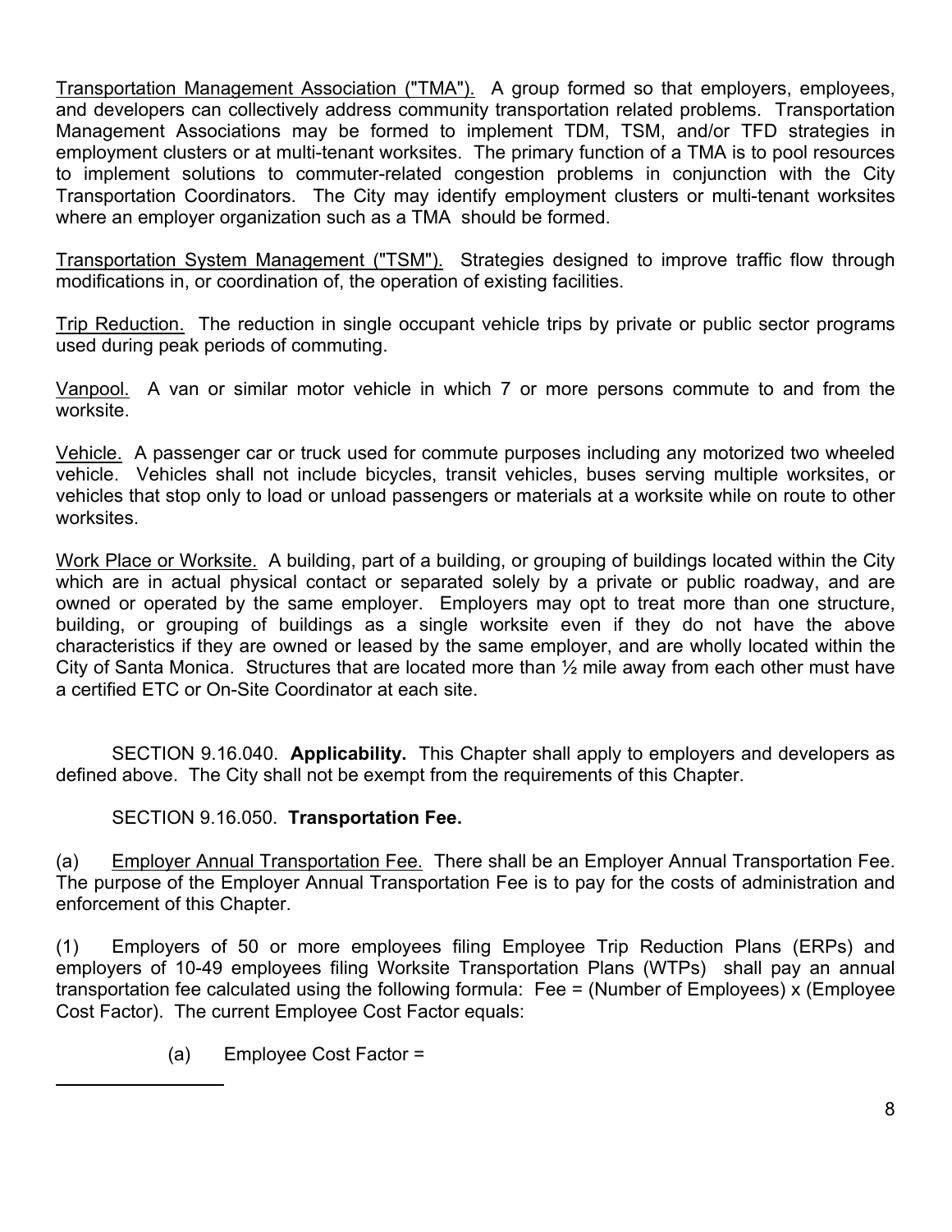Transportation Management Association ("TMA"). A group formed so that employers, employees, and developers can collectively address community transportation related problems. Transportation Management Associations may be formed to implement TDM, TSM, and/or TFD strategies in employment clusters or at multi-tenant worksites. The primary function of a TMA is to pool resources to implement solutions to commuter-related congestion problems in conjunction with the City Transportation Coordinators. The City may identify employment clusters or multi-tenant worksites where an employer organization such as a TMA should be formed.

Transportation System Management ("TSM"). Strategies designed to improve traffic flow through modifications in, or coordination of, the operation of existing facilities.

Trip Reduction. The reduction in single occupant vehicle trips by private or public sector programs used during peak periods of commuting.

Vanpool. A van or similar motor vehicle in which 7 or more persons commute to and from the worksite.

Vehicle. A passenger car or truck used for commute purposes including any motorized two wheeled vehicle. Vehicles shall not include bicycles, transit vehicles, buses serving multiple worksites, or vehicles that stop only to load or unload passengers or materials at a worksite while on route to other worksites.

Work Place or Worksite. A building, part of a building, or grouping of buildings located within the City which are in actual physical contact or separated solely by a private or public roadway, and are owned or operated by the same employer. Employers may opt to treat more than one structure, building, or grouping of buildings as a single worksite even if they do not have the above characteristics if they are owned or leased by the same employer, and are wholly located within the City of Santa Monica. Structures that are located more than ½ mile away from each other must have a certified ETC or On-Site Coordinator at each site.

SECTION 9.16.040. **Applicability.** This Chapter shall apply to employers and developers as defined above. The City shall not be exempt from the requirements of this Chapter.

SECTION 9.16.050. **Transportation Fee.**

(a) Employer Annual Transportation Fee. There shall be an Employer Annual Transportation Fee. The purpose of the Employer Annual Transportation Fee is to pay for the costs of administration and enforcement of this Chapter.

(1) Employers of 50 or more employees filing Employee Trip Reduction Plans (ERPs) and employers of 10-49 employees filing Worksite Transportation Plans (WTPs) shall pay an annual transportation fee calculated using the following formula: Fee = (Number of Employees) x (Employee Cost Factor). The current Employee Cost Factor equals:

(a) Employee Cost Factor =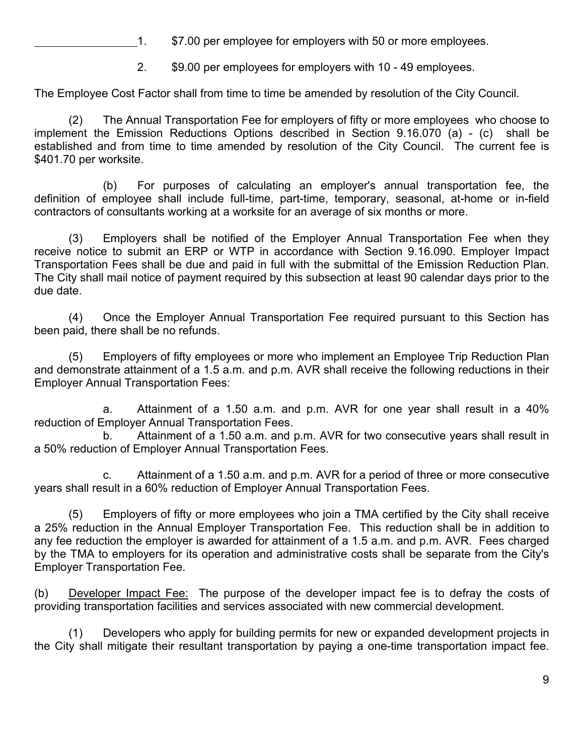1. $7.00 per employee for employers with 50 or more employees.

2. $9.00 per employees for employers with 10 - 49 employees.

The Employee Cost Factor shall from time to time be amended by resolution of the City Council.

(2) The Annual Transportation Fee for employers of fifty or more employees who choose to implement the Emission Reductions Options described in Section 9.16.070 (a) - (c) shall be established and from time to time amended by resolution of the City Council. The current fee is $401.70 per worksite.

(b) For purposes of calculating an employer's annual transportation fee, the definition of employee shall include full-time, part-time, temporary, seasonal, at-home or in-field contractors of consultants working at a worksite for an average of six months or more.

(3) Employers shall be notified of the Employer Annual Transportation Fee when they receive notice to submit an ERP or WTP in accordance with Section 9.16.090. Employer Impact Transportation Fees shall be due and paid in full with the submittal of the Emission Reduction Plan. The City shall mail notice of payment required by this subsection at least 90 calendar days prior to the due date.

(4) Once the Employer Annual Transportation Fee required pursuant to this Section has been paid, there shall be no refunds.

(5) Employers of fifty employees or more who implement an Employee Trip Reduction Plan and demonstrate attainment of a 1.5 a.m. and p.m. AVR shall receive the following reductions in their Employer Annual Transportation Fees:

a. Attainment of a 1.50 a.m. and p.m. AVR for one year shall result in a 40% reduction of Employer Annual Transportation Fees.

b. Attainment of a 1.50 a.m. and p.m. AVR for two consecutive years shall result in a 50% reduction of Employer Annual Transportation Fees.

c. Attainment of a 1.50 a.m. and p.m. AVR for a period of three or more consecutive years shall result in a 60% reduction of Employer Annual Transportation Fees.

(5) Employers of fifty or more employees who join a TMA certified by the City shall receive a 25% reduction in the Annual Employer Transportation Fee. This reduction shall be in addition to any fee reduction the employer is awarded for attainment of a 1.5 a.m. and p.m. AVR. Fees charged by the TMA to employers for its operation and administrative costs shall be separate from the City's Employer Transportation Fee.

(b) Developer Impact Fee: The purpose of the developer impact fee is to defray the costs of providing transportation facilities and services associated with new commercial development.

(1) Developers who apply for building permits for new or expanded development projects in the City shall mitigate their resultant transportation by paying a one-time transportation impact fee.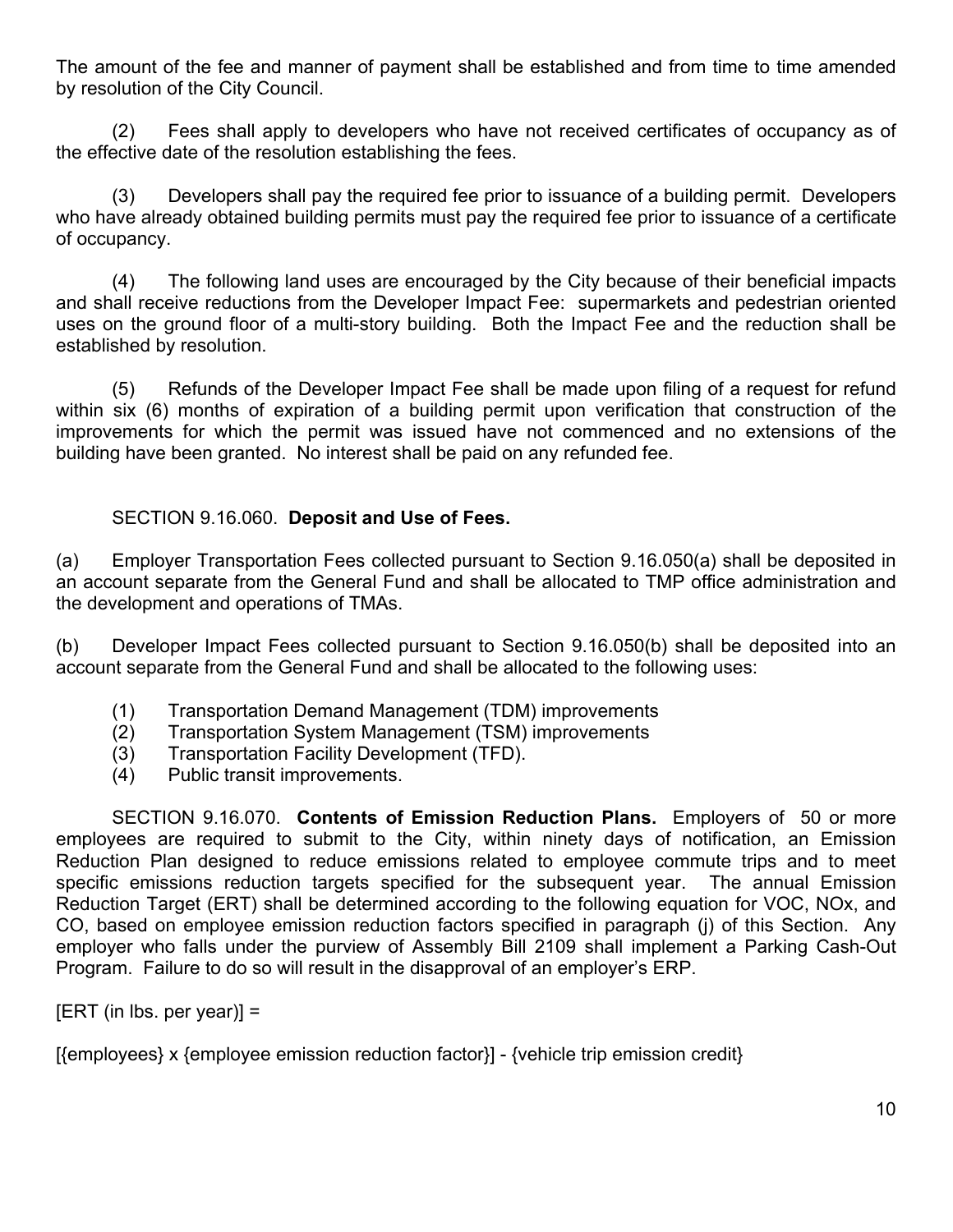The amount of the fee and manner of payment shall be established and from time to time amended by resolution of the City Council.

(2) Fees shall apply to developers who have not received certificates of occupancy as of the effective date of the resolution establishing the fees.

(3) Developers shall pay the required fee prior to issuance of a building permit. Developers who have already obtained building permits must pay the required fee prior to issuance of a certificate of occupancy.

(4) The following land uses are encouraged by the City because of their beneficial impacts and shall receive reductions from the Developer Impact Fee: supermarkets and pedestrian oriented uses on the ground floor of a multi-story building. Both the Impact Fee and the reduction shall be established by resolution.

(5) Refunds of the Developer Impact Fee shall be made upon filing of a request for refund within six (6) months of expiration of a building permit upon verification that construction of the improvements for which the permit was issued have not commenced and no extensions of the building have been granted. No interest shall be paid on any refunded fee.

SECTION 9.16.060. **Deposit and Use of Fees.**

(a) Employer Transportation Fees collected pursuant to Section 9.16.050(a) shall be deposited in an account separate from the General Fund and shall be allocated to TMP office administration and the development and operations of TMAs.

(b) Developer Impact Fees collected pursuant to Section 9.16.050(b) shall be deposited into an account separate from the General Fund and shall be allocated to the following uses:

(1) Transportation Demand Management (TDM) improvements
(2) Transportation System Management (TSM) improvements
(3) Transportation Facility Development (TFD).
(4) Public transit improvements.

SECTION 9.16.070. **Contents of Emission Reduction Plans.** Employers of 50 or more employees are required to submit to the City, within ninety days of notification, an Emission Reduction Plan designed to reduce emissions related to employee commute trips and to meet specific emissions reduction targets specified for the subsequent year. The annual Emission Reduction Target (ERT) shall be determined according to the following equation for VOC, NOx, and CO, based on employee emission reduction factors specified in paragraph (j) of this Section. Any employer who falls under the purview of Assembly Bill 2109 shall implement a Parking Cash-Out Program. Failure to do so will result in the disapproval of an employer's ERP.

[ERT (in lbs. per year)] =

[{employees} x {employee emission reduction factor}] - {vehicle trip emission credit}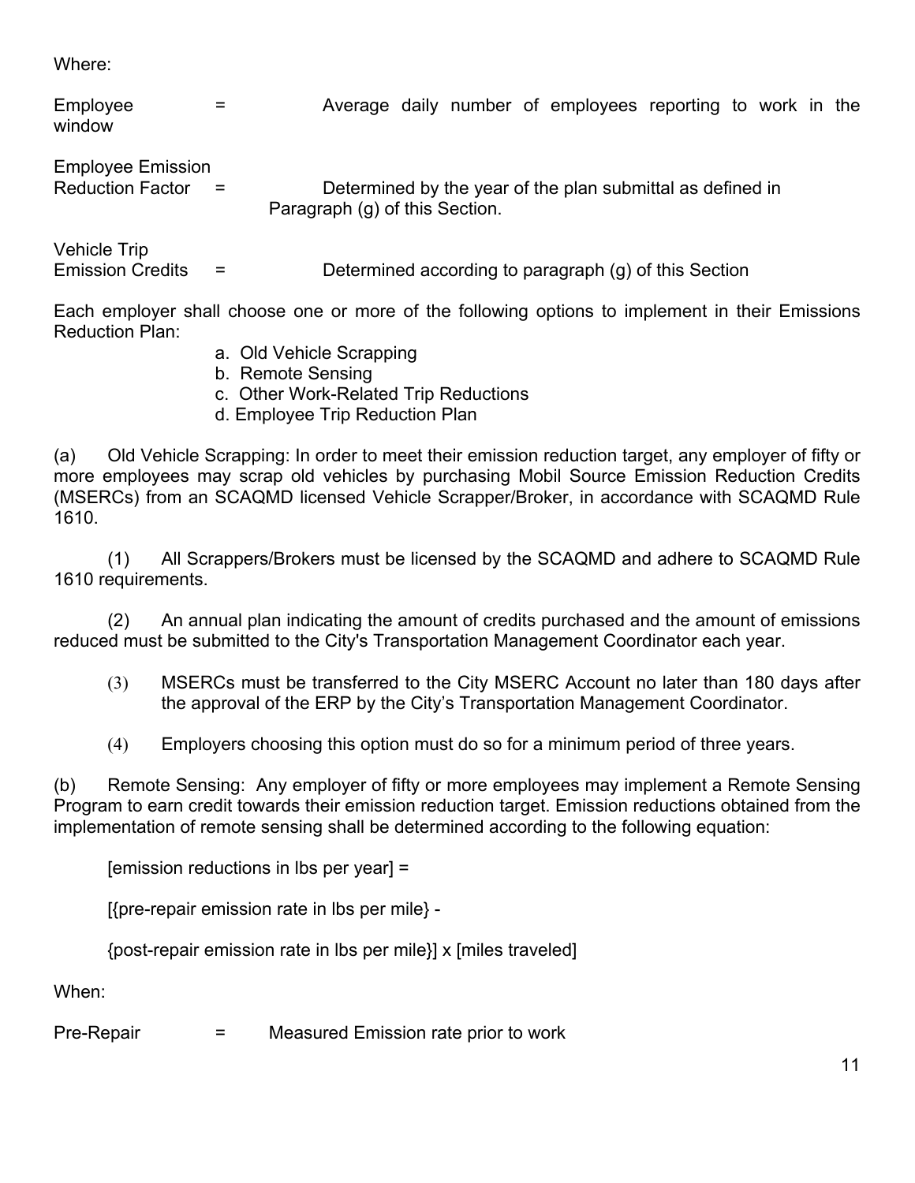Where:

Employee window = Average daily number of employees reporting to work in the window

Employee Emission Reduction Factor = Determined by the year of the plan submittal as defined in Paragraph (g) of this Section.

Vehicle Trip Emission Credits = Determined according to paragraph (g) of this Section

Each employer shall choose one or more of the following options to implement in their Emissions Reduction Plan:

a. Old Vehicle Scrapping
b. Remote Sensing
c. Other Work-Related Trip Reductions
d. Employee Trip Reduction Plan

(a) Old Vehicle Scrapping: In order to meet their emission reduction target, any employer of fifty or more employees may scrap old vehicles by purchasing Mobil Source Emission Reduction Credits (MSERCs) from an SCAQMD licensed Vehicle Scrapper/Broker, in accordance with SCAQMD Rule 1610.

(1) All Scrappers/Brokers must be licensed by the SCAQMD and adhere to SCAQMD Rule 1610 requirements.

(2) An annual plan indicating the amount of credits purchased and the amount of emissions reduced must be submitted to the City's Transportation Management Coordinator each year.

(3) MSERCs must be transferred to the City MSERC Account no later than 180 days after the approval of the ERP by the City's Transportation Management Coordinator.

(4) Employers choosing this option must do so for a minimum period of three years.

(b) Remote Sensing: Any employer of fifty or more employees may implement a Remote Sensing Program to earn credit towards their emission reduction target. Emission reductions obtained from the implementation of remote sensing shall be determined according to the following equation:

[emission reductions in lbs per year] =

[{pre-repair emission rate in lbs per mile} -

{post-repair emission rate in lbs per mile}] x [miles traveled]

When:

Pre-Repair = Measured Emission rate prior to work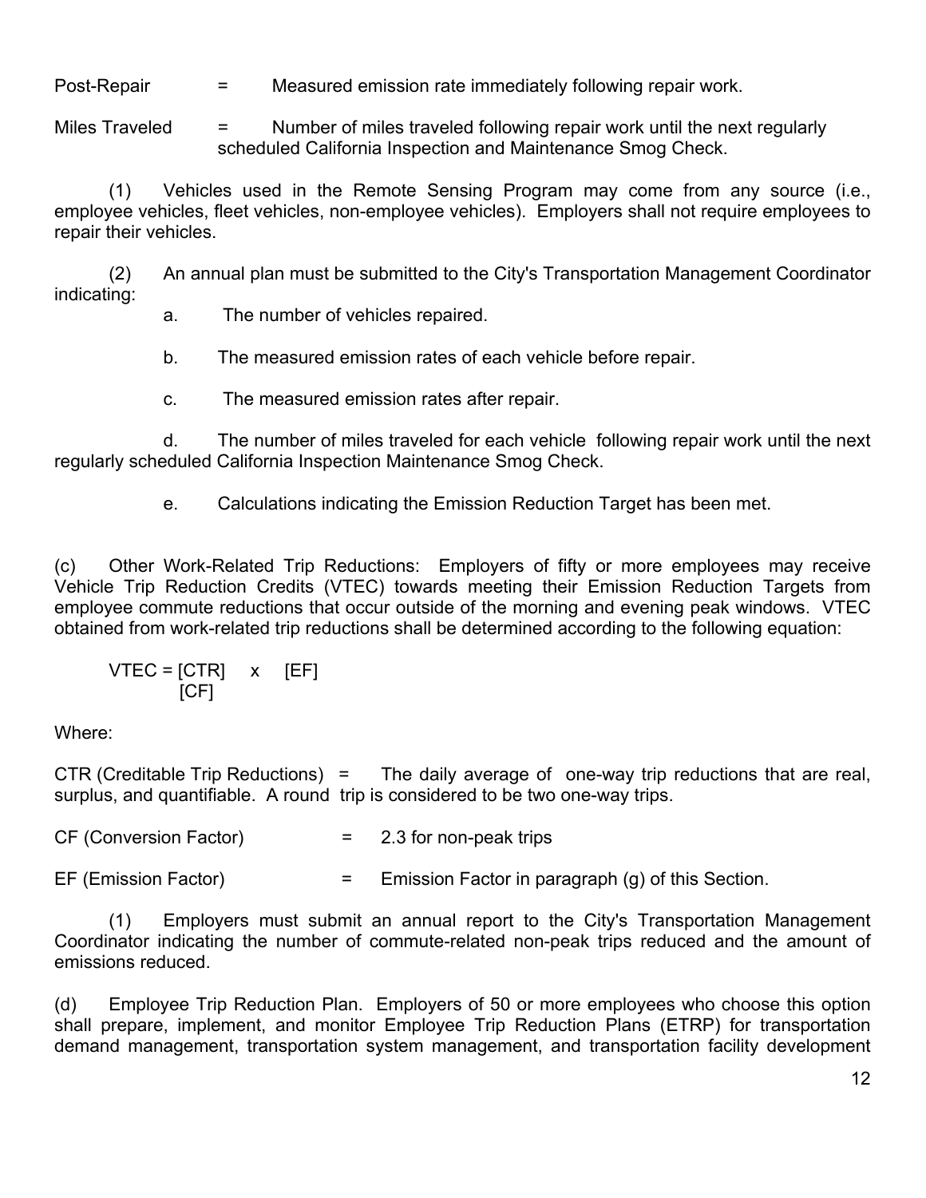Post-Repair = Measured emission rate immediately following repair work.

Miles Traveled = Number of miles traveled following repair work until the next regularly scheduled California Inspection and Maintenance Smog Check.

(1) Vehicles used in the Remote Sensing Program may come from any source (i.e., employee vehicles, fleet vehicles, non-employee vehicles). Employers shall not require employees to repair their vehicles.

(2) An annual plan must be submitted to the City's Transportation Management Coordinator indicating:

a. The number of vehicles repaired.

b. The measured emission rates of each vehicle before repair.

c. The measured emission rates after repair.

d. The number of miles traveled for each vehicle following repair work until the next regularly scheduled California Inspection Maintenance Smog Check.

e. Calculations indicating the Emission Reduction Target has been met.

(c) Other Work-Related Trip Reductions: Employers of fifty or more employees may receive Vehicle Trip Reduction Credits (VTEC) towards meeting their Emission Reduction Targets from employee commute reductions that occur outside of the morning and evening peak windows. VTEC obtained from work-related trip reductions shall be determined according to the following equation:

$$VTEC = \frac{[CTR]}{[CF]} \times [EF]$$

Where:

CTR (Creditable Trip Reductions) = The daily average of one-way trip reductions that are real, surplus, and quantifiable. A round trip is considered to be two one-way trips.

CF (Conversion Factor) = 2.3 for non-peak trips

EF (Emission Factor) = Emission Factor in paragraph (g) of this Section.

(1) Employers must submit an annual report to the City's Transportation Management Coordinator indicating the number of commute-related non-peak trips reduced and the amount of emissions reduced.

(d) Employee Trip Reduction Plan. Employers of 50 or more employees who choose this option shall prepare, implement, and monitor Employee Trip Reduction Plans (ETRP) for transportation demand management, transportation system management, and transportation facility development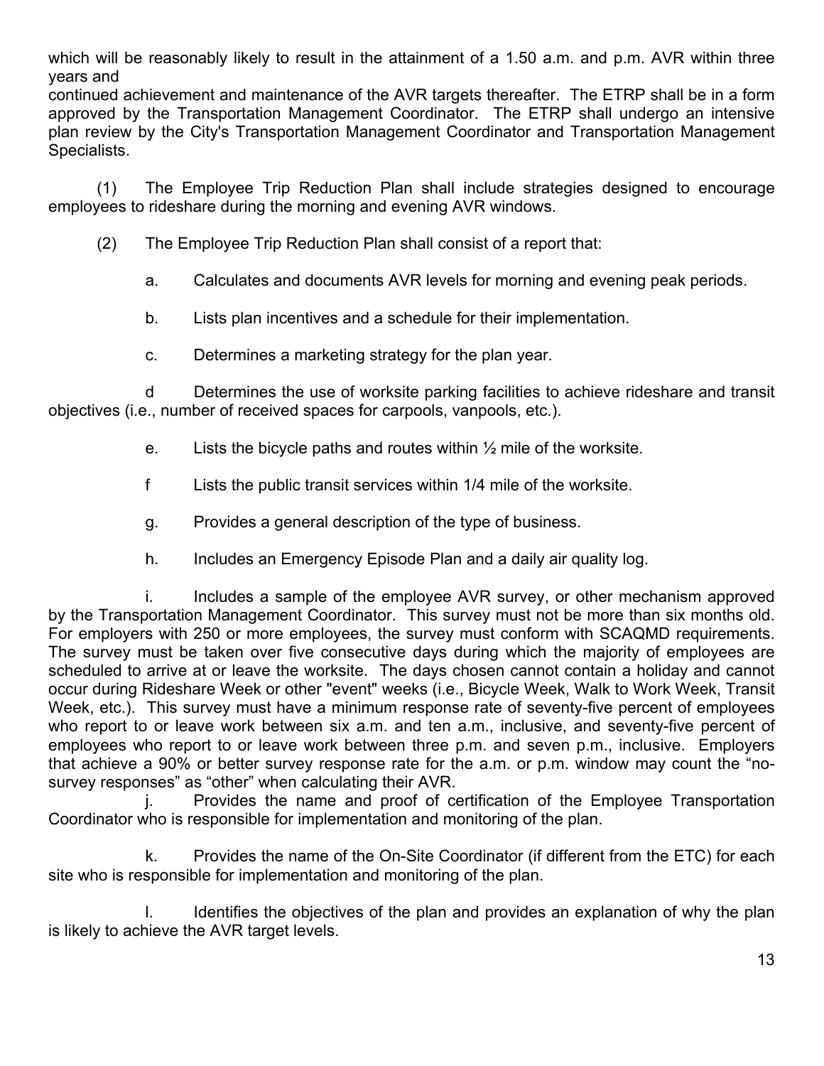which will be reasonably likely to result in the attainment of a 1.50 a.m. and p.m. AVR within three years and
continued achievement and maintenance of the AVR targets thereafter. The ETRP shall be in a form approved by the Transportation Management Coordinator. The ETRP shall undergo an intensive plan review by the City's Transportation Management Coordinator and Transportation Management Specialists.

(1) The Employee Trip Reduction Plan shall include strategies designed to encourage employees to rideshare during the morning and evening AVR windows.

(2) The Employee Trip Reduction Plan shall consist of a report that:

a. Calculates and documents AVR levels for morning and evening peak periods.

b. Lists plan incentives and a schedule for their implementation.

c. Determines a marketing strategy for the plan year.

d Determines the use of worksite parking facilities to achieve rideshare and transit objectives (i.e., number of received spaces for carpools, vanpools, etc.).

e. Lists the bicycle paths and routes within ½ mile of the worksite.

f Lists the public transit services within 1/4 mile of the worksite.

g. Provides a general description of the type of business.

h. Includes an Emergency Episode Plan and a daily air quality log.

i. Includes a sample of the employee AVR survey, or other mechanism approved by the Transportation Management Coordinator. This survey must not be more than six months old. For employers with 250 or more employees, the survey must conform with SCAQMD requirements. The survey must be taken over five consecutive days during which the majority of employees are scheduled to arrive at or leave the worksite. The days chosen cannot contain a holiday and cannot occur during Rideshare Week or other "event" weeks (i.e., Bicycle Week, Walk to Work Week, Transit Week, etc.). This survey must have a minimum response rate of seventy-five percent of employees who report to or leave work between six a.m. and ten a.m., inclusive, and seventy-five percent of employees who report to or leave work between three p.m. and seven p.m., inclusive. Employers that achieve a 90% or better survey response rate for the a.m. or p.m. window may count the "no-survey responses" as "other" when calculating their AVR.

j. Provides the name and proof of certification of the Employee Transportation Coordinator who is responsible for implementation and monitoring of the plan.

k. Provides the name of the On-Site Coordinator (if different from the ETC) for each site who is responsible for implementation and monitoring of the plan.

l. Identifies the objectives of the plan and provides an explanation of why the plan is likely to achieve the AVR target levels.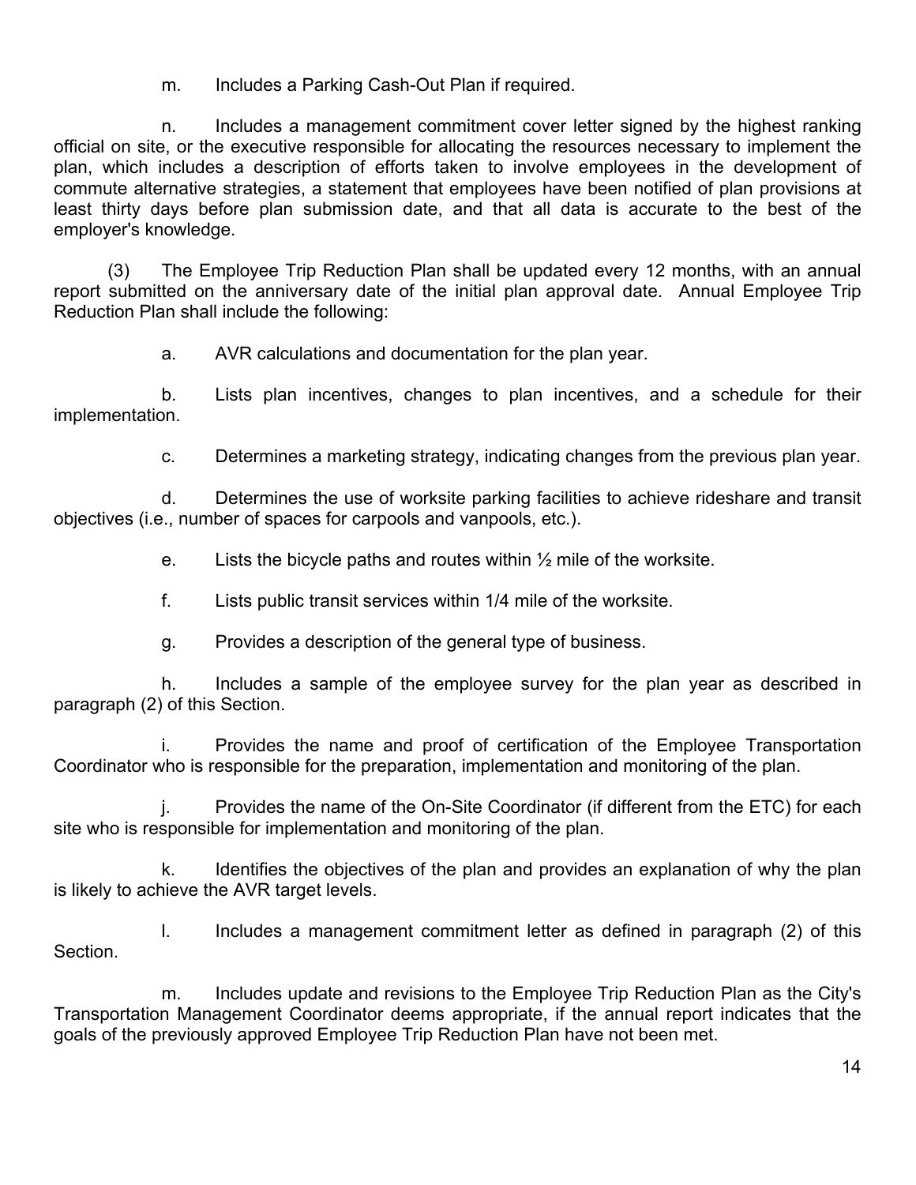m. Includes a Parking Cash-Out Plan if required.

n. Includes a management commitment cover letter signed by the highest ranking official on site, or the executive responsible for allocating the resources necessary to implement the plan, which includes a description of efforts taken to involve employees in the development of commute alternative strategies, a statement that employees have been notified of plan provisions at least thirty days before plan submission date, and that all data is accurate to the best of the employer's knowledge.

(3) The Employee Trip Reduction Plan shall be updated every 12 months, with an annual report submitted on the anniversary date of the initial plan approval date. Annual Employee Trip Reduction Plan shall include the following:

a. AVR calculations and documentation for the plan year.

b. Lists plan incentives, changes to plan incentives, and a schedule for their implementation.

c. Determines a marketing strategy, indicating changes from the previous plan year.

d. Determines the use of worksite parking facilities to achieve rideshare and transit objectives (i.e., number of spaces for carpools and vanpools, etc.).

e. Lists the bicycle paths and routes within ½ mile of the worksite.

f. Lists public transit services within 1/4 mile of the worksite.

g. Provides a description of the general type of business.

h. Includes a sample of the employee survey for the plan year as described in paragraph (2) of this Section.

i. Provides the name and proof of certification of the Employee Transportation Coordinator who is responsible for the preparation, implementation and monitoring of the plan.

j. Provides the name of the On-Site Coordinator (if different from the ETC) for each site who is responsible for implementation and monitoring of the plan.

k. Identifies the objectives of the plan and provides an explanation of why the plan is likely to achieve the AVR target levels.

l. Includes a management commitment letter as defined in paragraph (2) of this Section.

m. Includes update and revisions to the Employee Trip Reduction Plan as the City's Transportation Management Coordinator deems appropriate, if the annual report indicates that the goals of the previously approved Employee Trip Reduction Plan have not been met.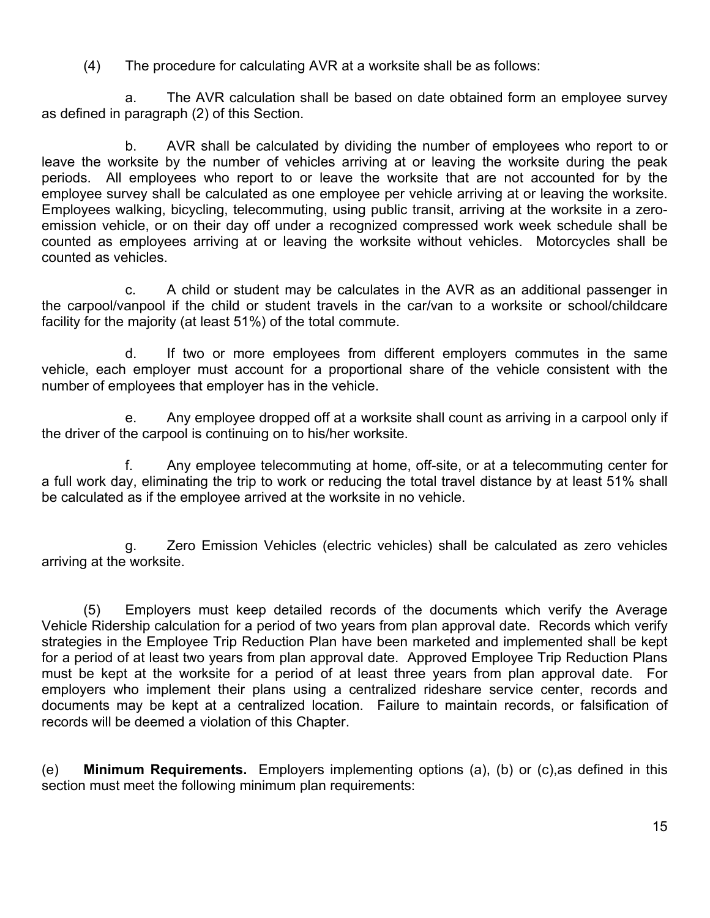(4) The procedure for calculating AVR at a worksite shall be as follows:

a. The AVR calculation shall be based on date obtained form an employee survey as defined in paragraph (2) of this Section.

b. AVR shall be calculated by dividing the number of employees who report to or leave the worksite by the number of vehicles arriving at or leaving the worksite during the peak periods. All employees who report to or leave the worksite that are not accounted for by the employee survey shall be calculated as one employee per vehicle arriving at or leaving the worksite. Employees walking, bicycling, telecommuting, using public transit, arriving at the worksite in a zero-emission vehicle, or on their day off under a recognized compressed work week schedule shall be counted as employees arriving at or leaving the worksite without vehicles. Motorcycles shall be counted as vehicles.

c. A child or student may be calculates in the AVR as an additional passenger in the carpool/vanpool if the child or student travels in the car/van to a worksite or school/childcare facility for the majority (at least 51%) of the total commute.

d. If two or more employees from different employers commutes in the same vehicle, each employer must account for a proportional share of the vehicle consistent with the number of employees that employer has in the vehicle.

e. Any employee dropped off at a worksite shall count as arriving in a carpool only if the driver of the carpool is continuing on to his/her worksite.

f. Any employee telecommuting at home, off-site, or at a telecommuting center for a full work day, eliminating the trip to work or reducing the total travel distance by at least 51% shall be calculated as if the employee arrived at the worksite in no vehicle.

g. Zero Emission Vehicles (electric vehicles) shall be calculated as zero vehicles arriving at the worksite.

(5) Employers must keep detailed records of the documents which verify the Average Vehicle Ridership calculation for a period of two years from plan approval date. Records which verify strategies in the Employee Trip Reduction Plan have been marketed and implemented shall be kept for a period of at least two years from plan approval date. Approved Employee Trip Reduction Plans must be kept at the worksite for a period of at least three years from plan approval date. For employers who implement their plans using a centralized rideshare service center, records and documents may be kept at a centralized location. Failure to maintain records, or falsification of records will be deemed a violation of this Chapter.

(e) **Minimum Requirements.** Employers implementing options (a), (b) or (c),as defined in this section must meet the following minimum plan requirements: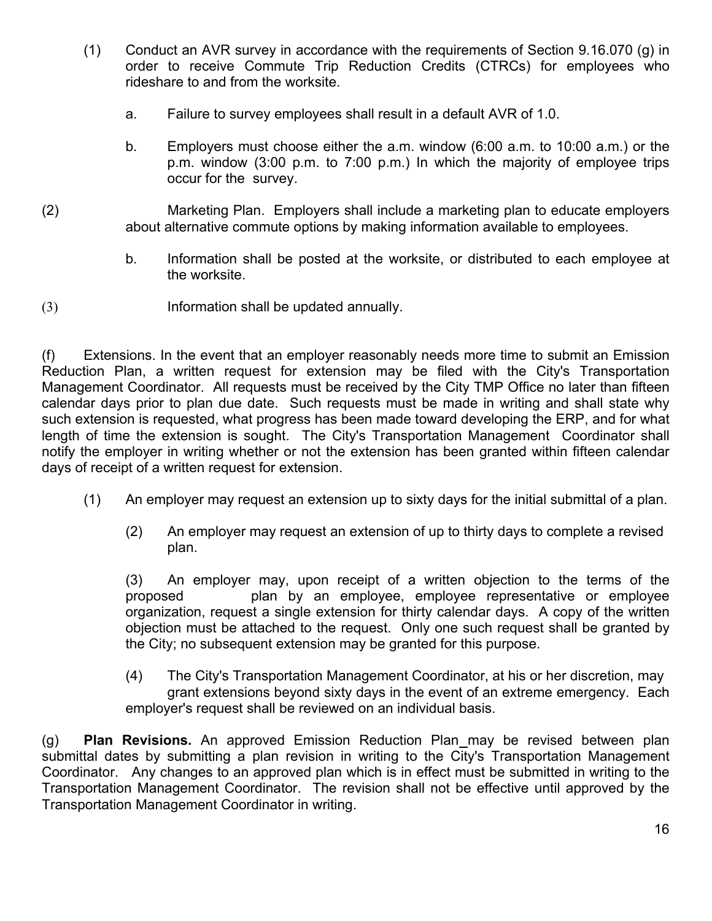(1) Conduct an AVR survey in accordance with the requirements of Section 9.16.070 (g) in order to receive Commute Trip Reduction Credits (CTRCs) for employees who rideshare to and from the worksite.

a. Failure to survey employees shall result in a default AVR of 1.0.

b. Employers must choose either the a.m. window (6:00 a.m. to 10:00 a.m.) or the p.m. window (3:00 p.m. to 7:00 p.m.) In which the majority of employee trips occur for the survey.

(2) Marketing Plan. Employers shall include a marketing plan to educate employers about alternative commute options by making information available to employees.

b. Information shall be posted at the worksite, or distributed to each employee at the worksite.

(3) Information shall be updated annually.

(f) Extensions. In the event that an employer reasonably needs more time to submit an Emission Reduction Plan, a written request for extension may be filed with the City's Transportation Management Coordinator. All requests must be received by the City TMP Office no later than fifteen calendar days prior to plan due date. Such requests must be made in writing and shall state why such extension is requested, what progress has been made toward developing the ERP, and for what length of time the extension is sought. The City's Transportation Management Coordinator shall notify the employer in writing whether or not the extension has been granted within fifteen calendar days of receipt of a written request for extension.

(1) An employer may request an extension up to sixty days for the initial submittal of a plan.

(2) An employer may request an extension of up to thirty days to complete a revised plan.

(3) An employer may, upon receipt of a written objection to the terms of the proposed plan by an employee, employee representative or employee organization, request a single extension for thirty calendar days. A copy of the written objection must be attached to the request. Only one such request shall be granted by the City; no subsequent extension may be granted for this purpose.

(4) The City's Transportation Management Coordinator, at his or her discretion, may grant extensions beyond sixty days in the event of an extreme emergency. Each employer's request shall be reviewed on an individual basis.

(g) **Plan Revisions.** An approved Emission Reduction Plan_may be revised between plan submittal dates by submitting a plan revision in writing to the City's Transportation Management Coordinator. Any changes to an approved plan which is in effect must be submitted in writing to the Transportation Management Coordinator. The revision shall not be effective until approved by the Transportation Management Coordinator in writing.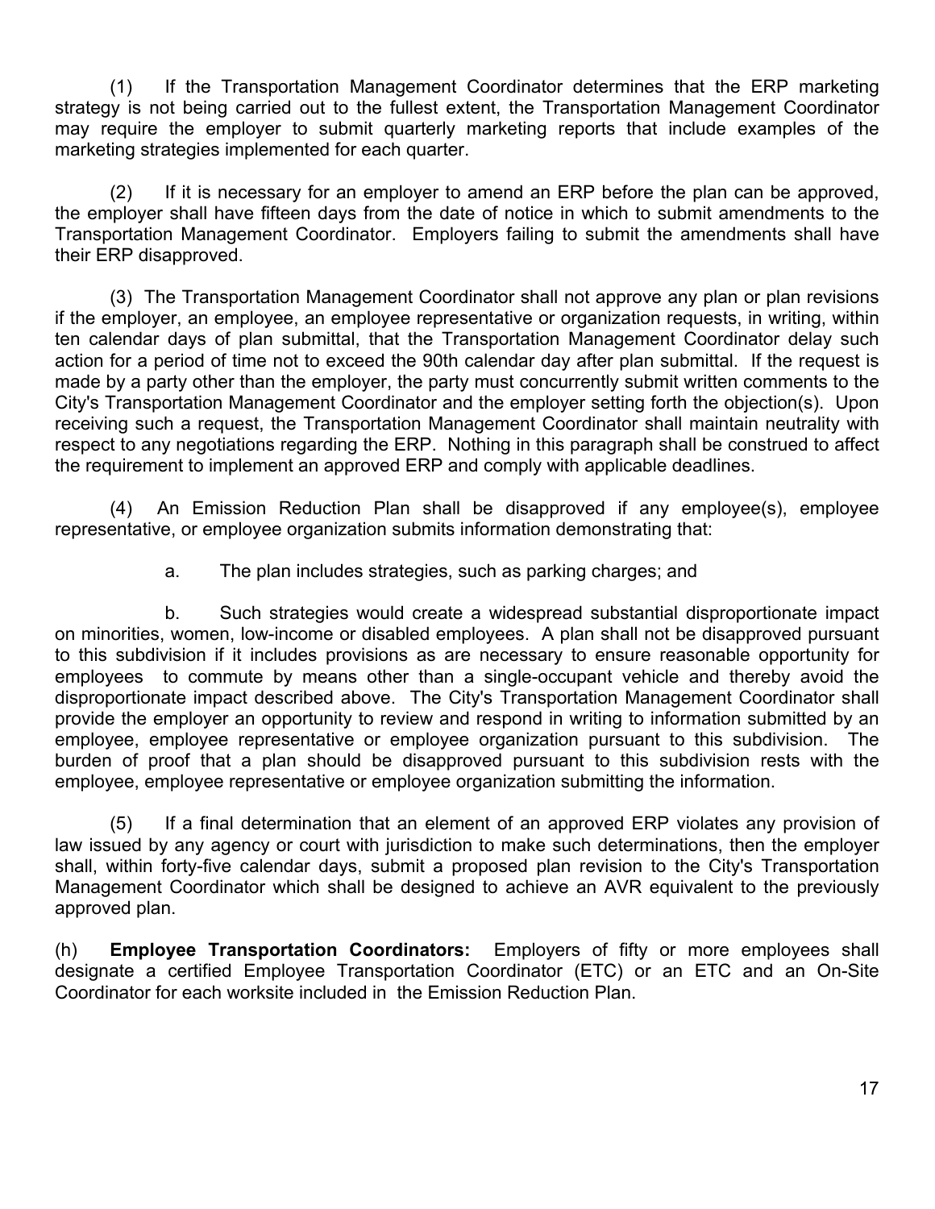(1) If the Transportation Management Coordinator determines that the ERP marketing strategy is not being carried out to the fullest extent, the Transportation Management Coordinator may require the employer to submit quarterly marketing reports that include examples of the marketing strategies implemented for each quarter.

(2) If it is necessary for an employer to amend an ERP before the plan can be approved, the employer shall have fifteen days from the date of notice in which to submit amendments to the Transportation Management Coordinator. Employers failing to submit the amendments shall have their ERP disapproved.

(3) The Transportation Management Coordinator shall not approve any plan or plan revisions if the employer, an employee, an employee representative or organization requests, in writing, within ten calendar days of plan submittal, that the Transportation Management Coordinator delay such action for a period of time not to exceed the 90th calendar day after plan submittal. If the request is made by a party other than the employer, the party must concurrently submit written comments to the City's Transportation Management Coordinator and the employer setting forth the objection(s). Upon receiving such a request, the Transportation Management Coordinator shall maintain neutrality with respect to any negotiations regarding the ERP. Nothing in this paragraph shall be construed to affect the requirement to implement an approved ERP and comply with applicable deadlines.

(4) An Emission Reduction Plan shall be disapproved if any employee(s), employee representative, or employee organization submits information demonstrating that:

a. The plan includes strategies, such as parking charges; and

b. Such strategies would create a widespread substantial disproportionate impact on minorities, women, low-income or disabled employees. A plan shall not be disapproved pursuant to this subdivision if it includes provisions as are necessary to ensure reasonable opportunity for employees to commute by means other than a single-occupant vehicle and thereby avoid the disproportionate impact described above. The City's Transportation Management Coordinator shall provide the employer an opportunity to review and respond in writing to information submitted by an employee, employee representative or employee organization pursuant to this subdivision. The burden of proof that a plan should be disapproved pursuant to this subdivision rests with the employee, employee representative or employee organization submitting the information.

(5) If a final determination that an element of an approved ERP violates any provision of law issued by any agency or court with jurisdiction to make such determinations, then the employer shall, within forty-five calendar days, submit a proposed plan revision to the City's Transportation Management Coordinator which shall be designed to achieve an AVR equivalent to the previously approved plan.

(h) **Employee Transportation Coordinators:** Employers of fifty or more employees shall designate a certified Employee Transportation Coordinator (ETC) or an ETC and an On-Site Coordinator for each worksite included in the Emission Reduction Plan.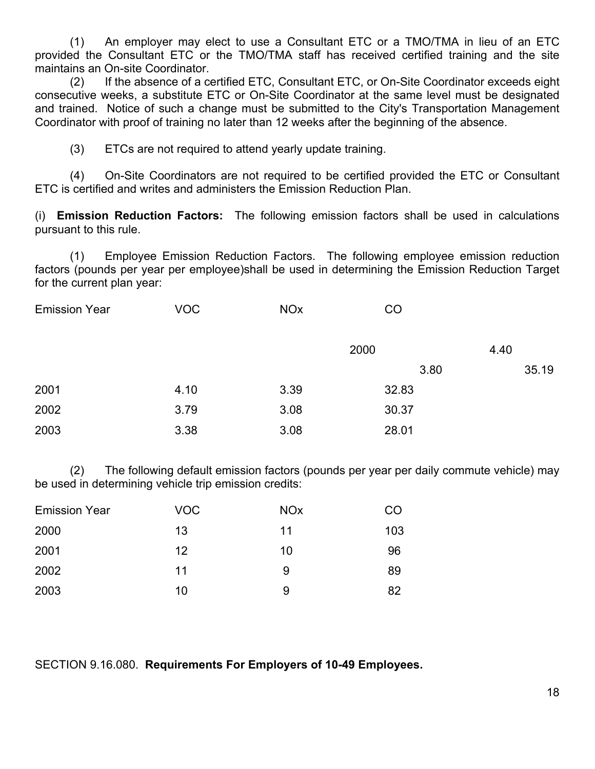(1) An employer may elect to use a Consultant ETC or a TMO/TMA in lieu of an ETC provided the Consultant ETC or the TMO/TMA staff has received certified training and the site maintains an On-site Coordinator.

(2) If the absence of a certified ETC, Consultant ETC, or On-Site Coordinator exceeds eight consecutive weeks, a substitute ETC or On-Site Coordinator at the same level must be designated and trained. Notice of such a change must be submitted to the City's Transportation Management Coordinator with proof of training no later than 12 weeks after the beginning of the absence.

(3) ETCs are not required to attend yearly update training.

(4) On-Site Coordinators are not required to be certified provided the ETC or Consultant ETC is certified and writes and administers the Emission Reduction Plan.

(i) **Emission Reduction Factors:** The following emission factors shall be used in calculations pursuant to this rule.

(1) Employee Emission Reduction Factors. The following employee emission reduction factors (pounds per year per employee)shall be used in determining the Emission Reduction Target for the current plan year:

| Emission Year | VOC | NOx | CO |
|---|---|---|---|
| 2000 | 4.40 | 3.80 | 35.19 |
| 2001 | 4.10 | 3.39 | 32.83 |
| 2002 | 3.79 | 3.08 | 30.37 |
| 2003 | 3.38 | 3.08 | 28.01 |

(2) The following default emission factors (pounds per year per daily commute vehicle) may be used in determining vehicle trip emission credits:

| Emission Year | VOC | NOx | CO |
|---|---|---|---|
| 2000 | 13 | 11 | 103 |
| 2001 | 12 | 10 | 96 |
| 2002 | 11 | 9 | 89 |
| 2003 | 10 | 9 | 82 |

SECTION 9.16.080. **Requirements For Employers of 10-49 Employees.**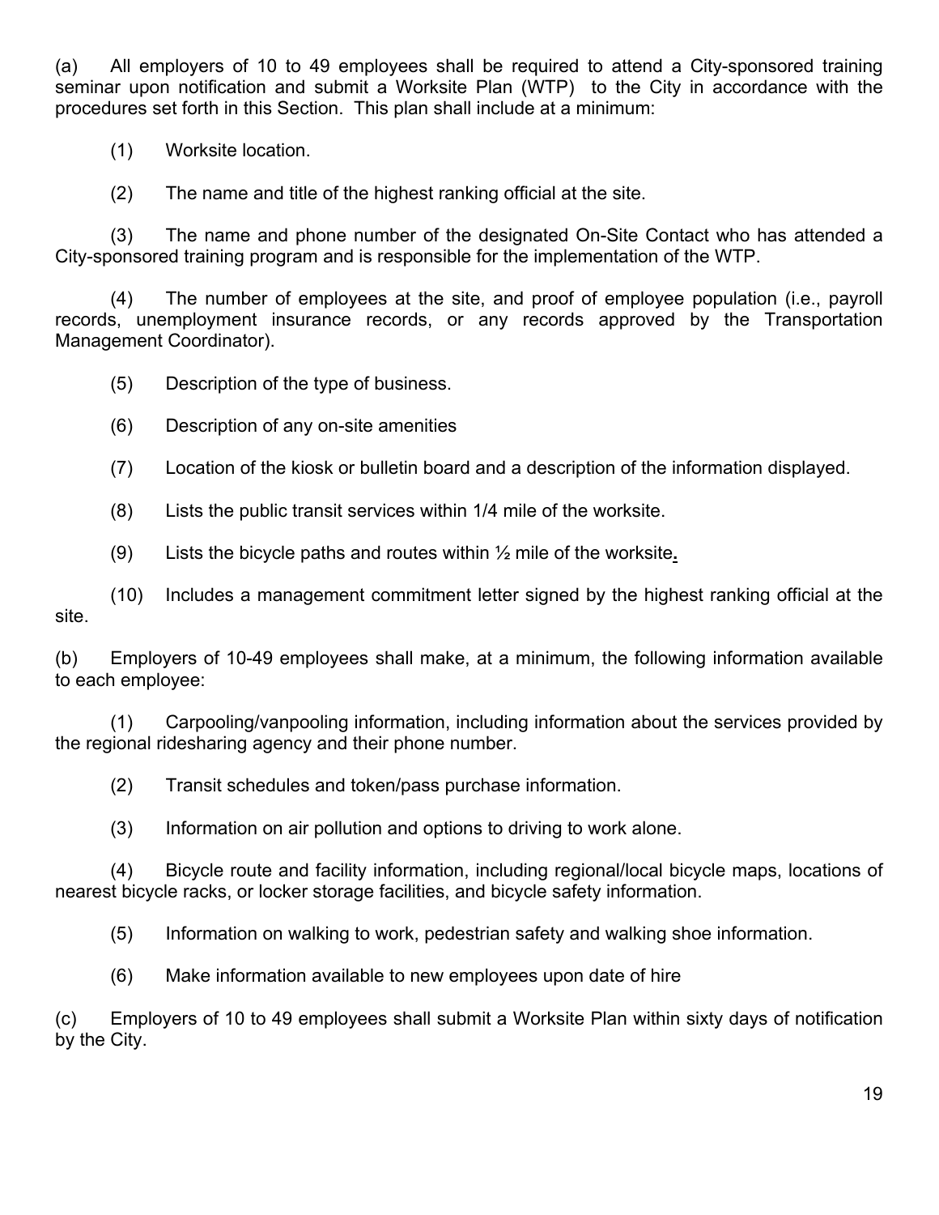(a) All employers of 10 to 49 employees shall be required to attend a City-sponsored training seminar upon notification and submit a Worksite Plan (WTP) to the City in accordance with the procedures set forth in this Section. This plan shall include at a minimum:

(1) Worksite location.

(2) The name and title of the highest ranking official at the site.

(3) The name and phone number of the designated On-Site Contact who has attended a City-sponsored training program and is responsible for the implementation of the WTP.

(4) The number of employees at the site, and proof of employee population (i.e., payroll records, unemployment insurance records, or any records approved by the Transportation Management Coordinator).

(5) Description of the type of business.

(6) Description of any on-site amenities

(7) Location of the kiosk or bulletin board and a description of the information displayed.

(8) Lists the public transit services within 1/4 mile of the worksite.

(9) Lists the bicycle paths and routes within ½ mile of the worksite.

(10) Includes a management commitment letter signed by the highest ranking official at the site.

(b) Employers of 10-49 employees shall make, at a minimum, the following information available to each employee:

(1) Carpooling/vanpooling information, including information about the services provided by the regional ridesharing agency and their phone number.

(2) Transit schedules and token/pass purchase information.

(3) Information on air pollution and options to driving to work alone.

(4) Bicycle route and facility information, including regional/local bicycle maps, locations of nearest bicycle racks, or locker storage facilities, and bicycle safety information.

(5) Information on walking to work, pedestrian safety and walking shoe information.

(6) Make information available to new employees upon date of hire

(c) Employers of 10 to 49 employees shall submit a Worksite Plan within sixty days of notification by the City.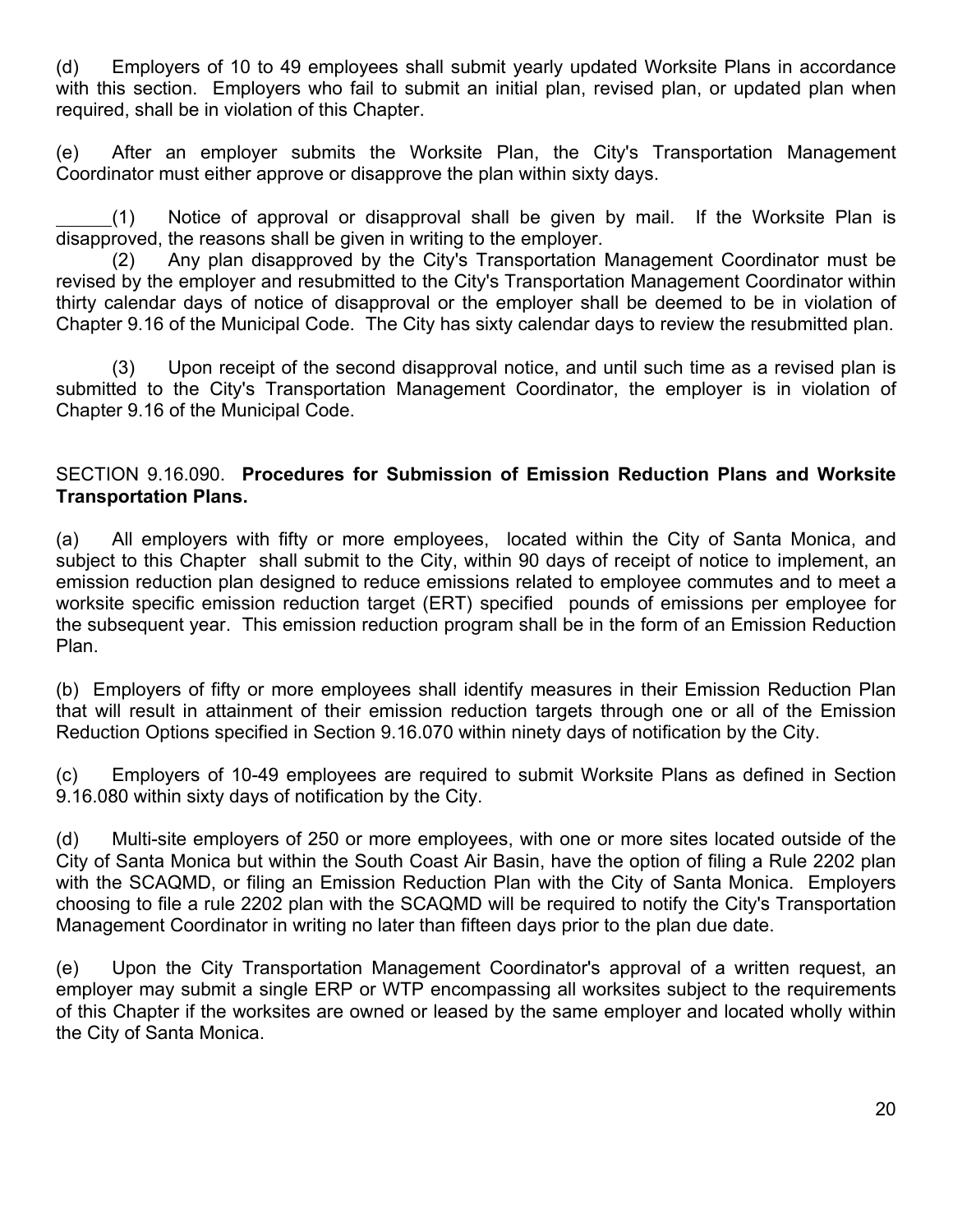(d) Employers of 10 to 49 employees shall submit yearly updated Worksite Plans in accordance with this section. Employers who fail to submit an initial plan, revised plan, or updated plan when required, shall be in violation of this Chapter.

(e) After an employer submits the Worksite Plan, the City's Transportation Management Coordinator must either approve or disapprove the plan within sixty days.

(1) Notice of approval or disapproval shall be given by mail. If the Worksite Plan is disapproved, the reasons shall be given in writing to the employer.

(2) Any plan disapproved by the City's Transportation Management Coordinator must be revised by the employer and resubmitted to the City's Transportation Management Coordinator within thirty calendar days of notice of disapproval or the employer shall be deemed to be in violation of Chapter 9.16 of the Municipal Code. The City has sixty calendar days to review the resubmitted plan.

(3) Upon receipt of the second disapproval notice, and until such time as a revised plan is submitted to the City's Transportation Management Coordinator, the employer is in violation of Chapter 9.16 of the Municipal Code.

SECTION 9.16.090. **Procedures for Submission of Emission Reduction Plans and Worksite Transportation Plans.**

(a) All employers with fifty or more employees, located within the City of Santa Monica, and subject to this Chapter shall submit to the City, within 90 days of receipt of notice to implement, an emission reduction plan designed to reduce emissions related to employee commutes and to meet a worksite specific emission reduction target (ERT) specified pounds of emissions per employee for the subsequent year. This emission reduction program shall be in the form of an Emission Reduction Plan.

(b) Employers of fifty or more employees shall identify measures in their Emission Reduction Plan that will result in attainment of their emission reduction targets through one or all of the Emission Reduction Options specified in Section 9.16.070 within ninety days of notification by the City.

(c) Employers of 10-49 employees are required to submit Worksite Plans as defined in Section 9.16.080 within sixty days of notification by the City.

(d) Multi-site employers of 250 or more employees, with one or more sites located outside of the City of Santa Monica but within the South Coast Air Basin, have the option of filing a Rule 2202 plan with the SCAQMD, or filing an Emission Reduction Plan with the City of Santa Monica. Employers choosing to file a rule 2202 plan with the SCAQMD will be required to notify the City's Transportation Management Coordinator in writing no later than fifteen days prior to the plan due date.

(e) Upon the City Transportation Management Coordinator's approval of a written request, an employer may submit a single ERP or WTP encompassing all worksites subject to the requirements of this Chapter if the worksites are owned or leased by the same employer and located wholly within the City of Santa Monica.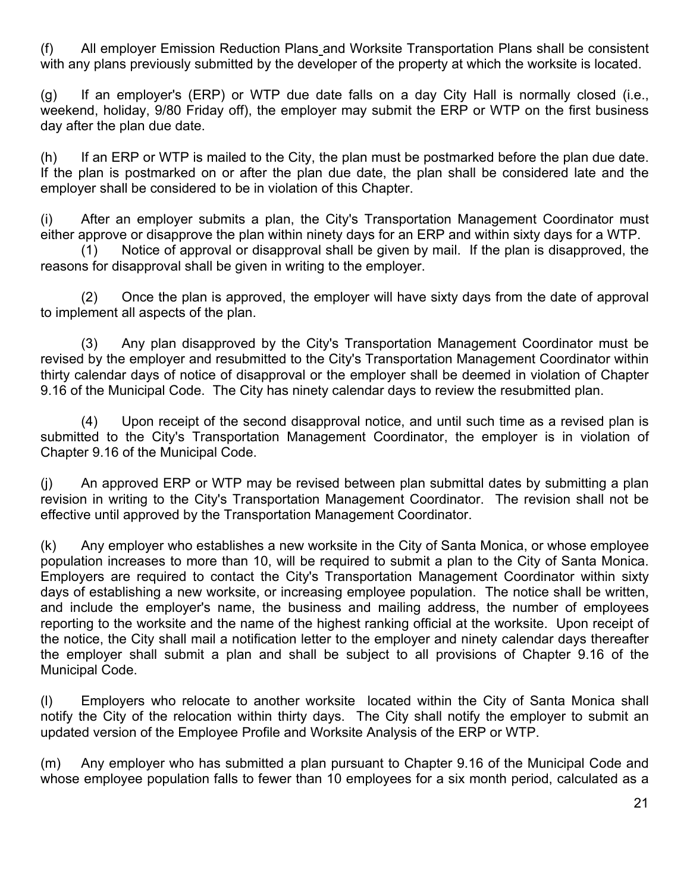(f) All employer Emission Reduction Plans and Worksite Transportation Plans shall be consistent with any plans previously submitted by the developer of the property at which the worksite is located.

(g) If an employer's (ERP) or WTP due date falls on a day City Hall is normally closed (i.e., weekend, holiday, 9/80 Friday off), the employer may submit the ERP or WTP on the first business day after the plan due date.

(h) If an ERP or WTP is mailed to the City, the plan must be postmarked before the plan due date. If the plan is postmarked on or after the plan due date, the plan shall be considered late and the employer shall be considered to be in violation of this Chapter.

(i) After an employer submits a plan, the City's Transportation Management Coordinator must either approve or disapprove the plan within ninety days for an ERP and within sixty days for a WTP.

(1) Notice of approval or disapproval shall be given by mail. If the plan is disapproved, the reasons for disapproval shall be given in writing to the employer.

(2) Once the plan is approved, the employer will have sixty days from the date of approval to implement all aspects of the plan.

(3) Any plan disapproved by the City's Transportation Management Coordinator must be revised by the employer and resubmitted to the City's Transportation Management Coordinator within thirty calendar days of notice of disapproval or the employer shall be deemed in violation of Chapter 9.16 of the Municipal Code. The City has ninety calendar days to review the resubmitted plan.

(4) Upon receipt of the second disapproval notice, and until such time as a revised plan is submitted to the City's Transportation Management Coordinator, the employer is in violation of Chapter 9.16 of the Municipal Code.

(j) An approved ERP or WTP may be revised between plan submittal dates by submitting a plan revision in writing to the City's Transportation Management Coordinator. The revision shall not be effective until approved by the Transportation Management Coordinator.

(k) Any employer who establishes a new worksite in the City of Santa Monica, or whose employee population increases to more than 10, will be required to submit a plan to the City of Santa Monica. Employers are required to contact the City's Transportation Management Coordinator within sixty days of establishing a new worksite, or increasing employee population. The notice shall be written, and include the employer's name, the business and mailing address, the number of employees reporting to the worksite and the name of the highest ranking official at the worksite. Upon receipt of the notice, the City shall mail a notification letter to the employer and ninety calendar days thereafter the employer shall submit a plan and shall be subject to all provisions of Chapter 9.16 of the Municipal Code.

(l) Employers who relocate to another worksite located within the City of Santa Monica shall notify the City of the relocation within thirty days. The City shall notify the employer to submit an updated version of the Employee Profile and Worksite Analysis of the ERP or WTP.

(m) Any employer who has submitted a plan pursuant to Chapter 9.16 of the Municipal Code and whose employee population falls to fewer than 10 employees for a six month period, calculated as a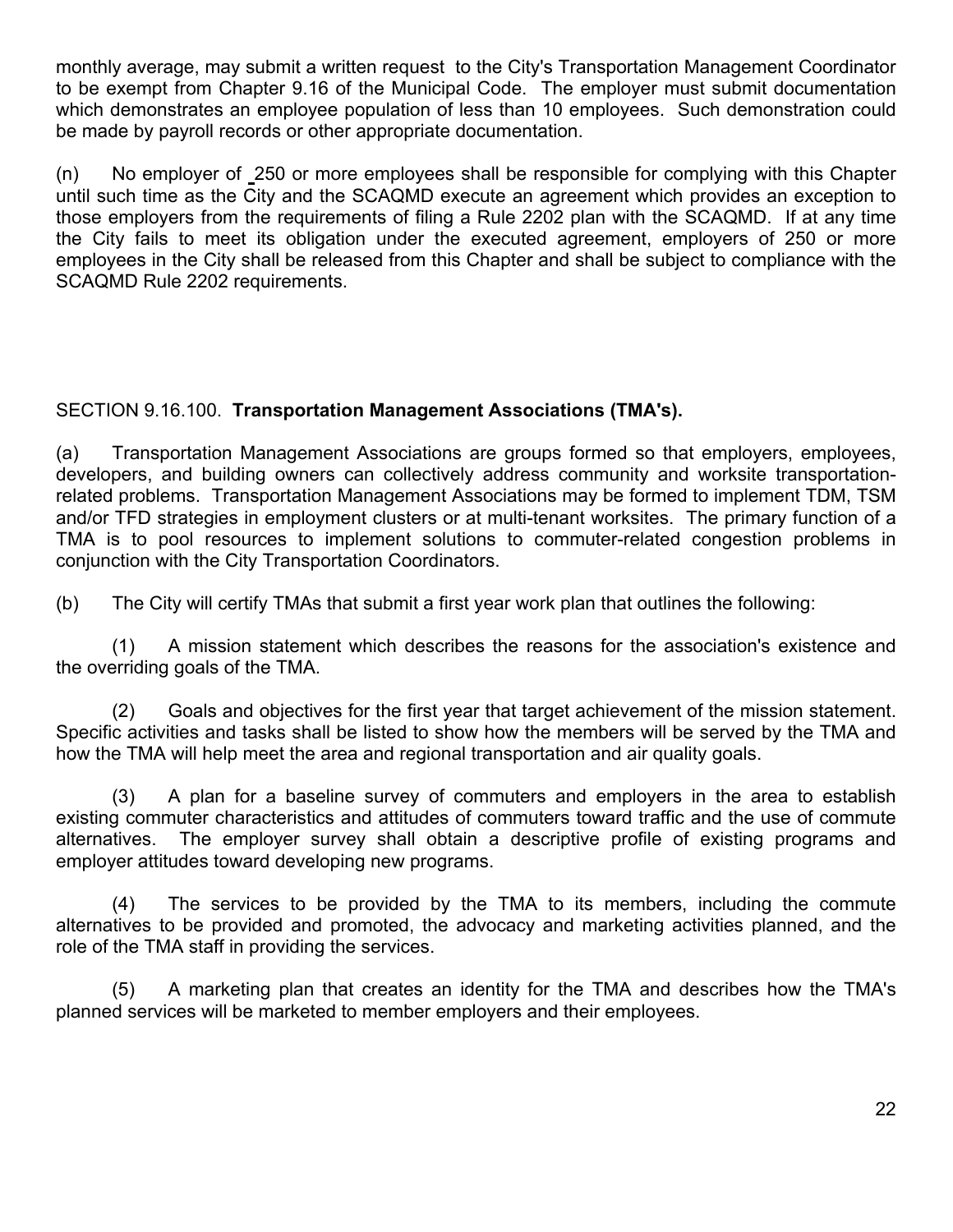monthly average, may submit a written request to the City's Transportation Management Coordinator to be exempt from Chapter 9.16 of the Municipal Code. The employer must submit documentation which demonstrates an employee population of less than 10 employees. Such demonstration could be made by payroll records or other appropriate documentation.

(n) No employer of 250 or more employees shall be responsible for complying with this Chapter until such time as the City and the SCAQMD execute an agreement which provides an exception to those employers from the requirements of filing a Rule 2202 plan with the SCAQMD. If at any time the City fails to meet its obligation under the executed agreement, employers of 250 or more employees in the City shall be released from this Chapter and shall be subject to compliance with the SCAQMD Rule 2202 requirements.

SECTION 9.16.100. **Transportation Management Associations (TMA's).**

(a) Transportation Management Associations are groups formed so that employers, employees, developers, and building owners can collectively address community and worksite transportation-related problems. Transportation Management Associations may be formed to implement TDM, TSM and/or TFD strategies in employment clusters or at multi-tenant worksites. The primary function of a TMA is to pool resources to implement solutions to commuter-related congestion problems in conjunction with the City Transportation Coordinators.

(b) The City will certify TMAs that submit a first year work plan that outlines the following:

(1) A mission statement which describes the reasons for the association's existence and the overriding goals of the TMA.

(2) Goals and objectives for the first year that target achievement of the mission statement. Specific activities and tasks shall be listed to show how the members will be served by the TMA and how the TMA will help meet the area and regional transportation and air quality goals.

(3) A plan for a baseline survey of commuters and employers in the area to establish existing commuter characteristics and attitudes of commuters toward traffic and the use of commute alternatives. The employer survey shall obtain a descriptive profile of existing programs and employer attitudes toward developing new programs.

(4) The services to be provided by the TMA to its members, including the commute alternatives to be provided and promoted, the advocacy and marketing activities planned, and the role of the TMA staff in providing the services.

(5) A marketing plan that creates an identity for the TMA and describes how the TMA's planned services will be marketed to member employers and their employees.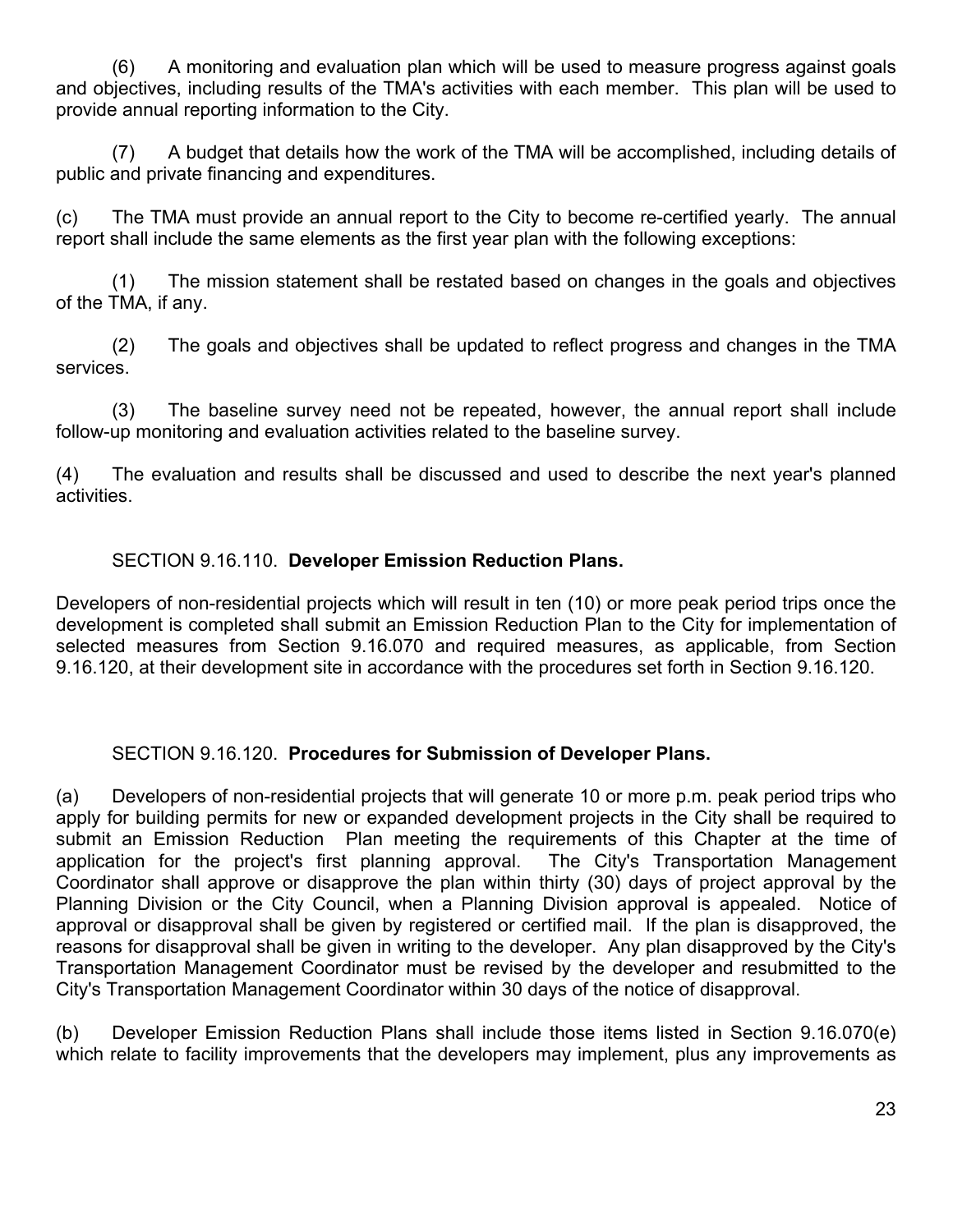(6) A monitoring and evaluation plan which will be used to measure progress against goals and objectives, including results of the TMA's activities with each member. This plan will be used to provide annual reporting information to the City.

(7) A budget that details how the work of the TMA will be accomplished, including details of public and private financing and expenditures.

(c) The TMA must provide an annual report to the City to become re-certified yearly. The annual report shall include the same elements as the first year plan with the following exceptions:

(1) The mission statement shall be restated based on changes in the goals and objectives of the TMA, if any.

(2) The goals and objectives shall be updated to reflect progress and changes in the TMA services.

(3) The baseline survey need not be repeated, however, the annual report shall include follow-up monitoring and evaluation activities related to the baseline survey.

(4) The evaluation and results shall be discussed and used to describe the next year's planned activities.

SECTION 9.16.110. **Developer Emission Reduction Plans.**

Developers of non-residential projects which will result in ten (10) or more peak period trips once the development is completed shall submit an Emission Reduction Plan to the City for implementation of selected measures from Section 9.16.070 and required measures, as applicable, from Section 9.16.120, at their development site in accordance with the procedures set forth in Section 9.16.120.

SECTION 9.16.120. **Procedures for Submission of Developer Plans.**

(a) Developers of non-residential projects that will generate 10 or more p.m. peak period trips who apply for building permits for new or expanded development projects in the City shall be required to submit an Emission Reduction Plan meeting the requirements of this Chapter at the time of application for the project's first planning approval. The City's Transportation Management Coordinator shall approve or disapprove the plan within thirty (30) days of project approval by the Planning Division or the City Council, when a Planning Division approval is appealed. Notice of approval or disapproval shall be given by registered or certified mail. If the plan is disapproved, the reasons for disapproval shall be given in writing to the developer. Any plan disapproved by the City's Transportation Management Coordinator must be revised by the developer and resubmitted to the City's Transportation Management Coordinator within 30 days of the notice of disapproval.

(b) Developer Emission Reduction Plans shall include those items listed in Section 9.16.070(e) which relate to facility improvements that the developers may implement, plus any improvements as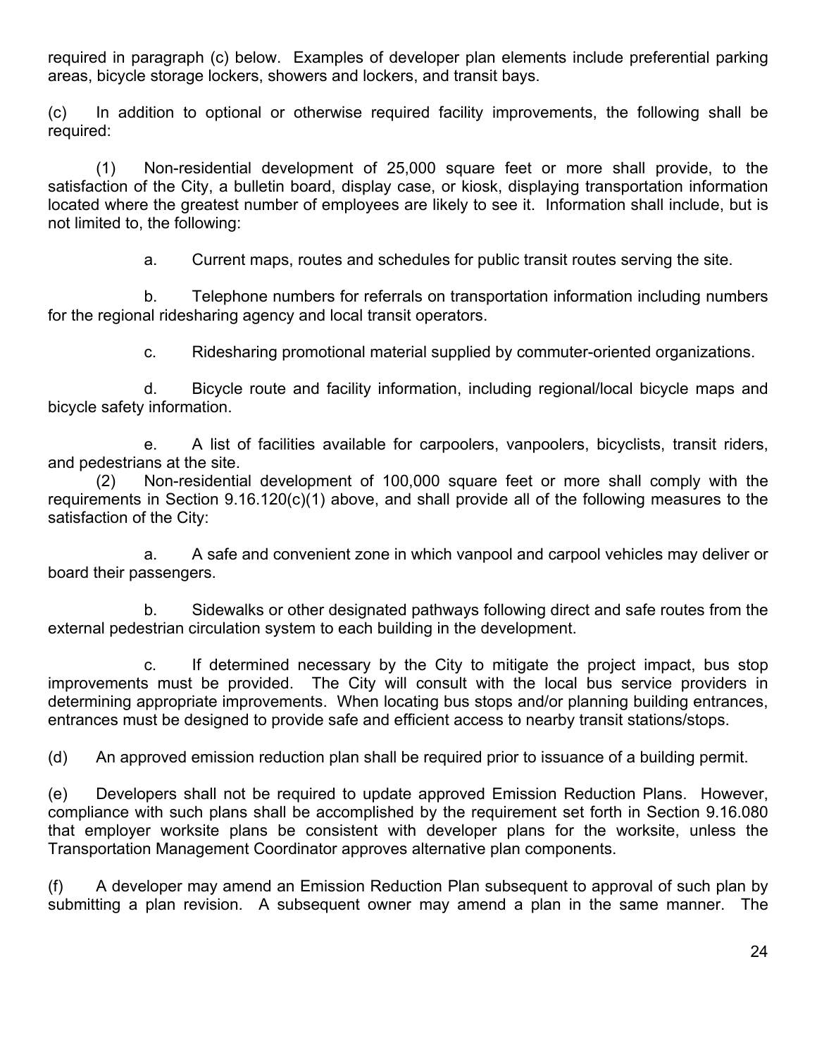required in paragraph (c) below. Examples of developer plan elements include preferential parking areas, bicycle storage lockers, showers and lockers, and transit bays.

(c) In addition to optional or otherwise required facility improvements, the following shall be required:

(1) Non-residential development of 25,000 square feet or more shall provide, to the satisfaction of the City, a bulletin board, display case, or kiosk, displaying transportation information located where the greatest number of employees are likely to see it. Information shall include, but is not limited to, the following:

a. Current maps, routes and schedules for public transit routes serving the site.

b. Telephone numbers for referrals on transportation information including numbers for the regional ridesharing agency and local transit operators.

c. Ridesharing promotional material supplied by commuter-oriented organizations.

d. Bicycle route and facility information, including regional/local bicycle maps and bicycle safety information.

e. A list of facilities available for carpoolers, vanpoolers, bicyclists, transit riders, and pedestrians at the site.

(2) Non-residential development of 100,000 square feet or more shall comply with the requirements in Section 9.16.120(c)(1) above, and shall provide all of the following measures to the satisfaction of the City:

a. A safe and convenient zone in which vanpool and carpool vehicles may deliver or board their passengers.

b. Sidewalks or other designated pathways following direct and safe routes from the external pedestrian circulation system to each building in the development.

c. If determined necessary by the City to mitigate the project impact, bus stop improvements must be provided. The City will consult with the local bus service providers in determining appropriate improvements. When locating bus stops and/or planning building entrances, entrances must be designed to provide safe and efficient access to nearby transit stations/stops.

(d) An approved emission reduction plan shall be required prior to issuance of a building permit.

(e) Developers shall not be required to update approved Emission Reduction Plans. However, compliance with such plans shall be accomplished by the requirement set forth in Section 9.16.080 that employer worksite plans be consistent with developer plans for the worksite, unless the Transportation Management Coordinator approves alternative plan components.

(f) A developer may amend an Emission Reduction Plan subsequent to approval of such plan by submitting a plan revision. A subsequent owner may amend a plan in the same manner. The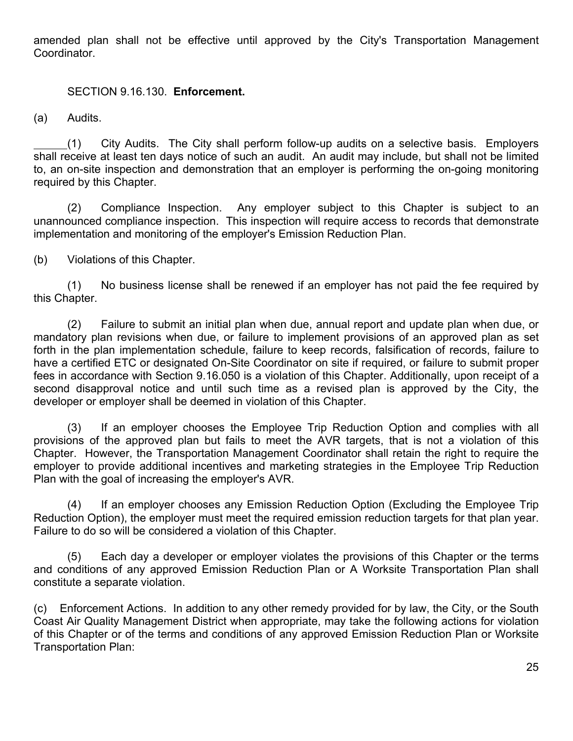amended plan shall not be effective until approved by the City's Transportation Management Coordinator.

SECTION 9.16.130. **Enforcement.**

(a) Audits.

(1) City Audits. The City shall perform follow-up audits on a selective basis. Employers shall receive at least ten days notice of such an audit. An audit may include, but shall not be limited to, an on-site inspection and demonstration that an employer is performing the on-going monitoring required by this Chapter.

(2) Compliance Inspection. Any employer subject to this Chapter is subject to an unannounced compliance inspection. This inspection will require access to records that demonstrate implementation and monitoring of the employer's Emission Reduction Plan.

(b) Violations of this Chapter.

(1) No business license shall be renewed if an employer has not paid the fee required by this Chapter.

(2) Failure to submit an initial plan when due, annual report and update plan when due, or mandatory plan revisions when due, or failure to implement provisions of an approved plan as set forth in the plan implementation schedule, failure to keep records, falsification of records, failure to have a certified ETC or designated On-Site Coordinator on site if required, or failure to submit proper fees in accordance with Section 9.16.050 is a violation of this Chapter. Additionally, upon receipt of a second disapproval notice and until such time as a revised plan is approved by the City, the developer or employer shall be deemed in violation of this Chapter.

(3) If an employer chooses the Employee Trip Reduction Option and complies with all provisions of the approved plan but fails to meet the AVR targets, that is not a violation of this Chapter. However, the Transportation Management Coordinator shall retain the right to require the employer to provide additional incentives and marketing strategies in the Employee Trip Reduction Plan with the goal of increasing the employer's AVR.

(4) If an employer chooses any Emission Reduction Option (Excluding the Employee Trip Reduction Option), the employer must meet the required emission reduction targets for that plan year. Failure to do so will be considered a violation of this Chapter.

(5) Each day a developer or employer violates the provisions of this Chapter or the terms and conditions of any approved Emission Reduction Plan or A Worksite Transportation Plan shall constitute a separate violation.

(c) Enforcement Actions. In addition to any other remedy provided for by law, the City, or the South Coast Air Quality Management District when appropriate, may take the following actions for violation of this Chapter or of the terms and conditions of any approved Emission Reduction Plan or Worksite Transportation Plan: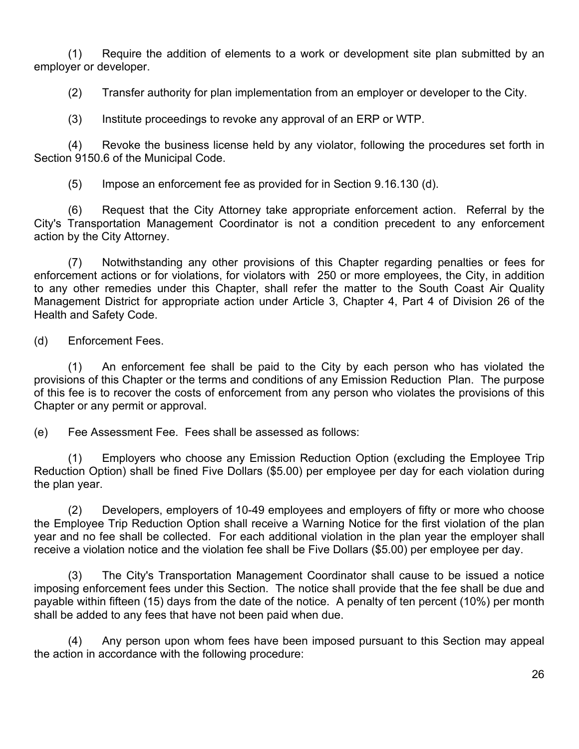(1) Require the addition of elements to a work or development site plan submitted by an employer or developer.

(2) Transfer authority for plan implementation from an employer or developer to the City.

(3) Institute proceedings to revoke any approval of an ERP or WTP.

(4) Revoke the business license held by any violator, following the procedures set forth in Section 9150.6 of the Municipal Code.

(5) Impose an enforcement fee as provided for in Section 9.16.130 (d).

(6) Request that the City Attorney take appropriate enforcement action. Referral by the City's Transportation Management Coordinator is not a condition precedent to any enforcement action by the City Attorney.

(7) Notwithstanding any other provisions of this Chapter regarding penalties or fees for enforcement actions or for violations, for violators with 250 or more employees, the City, in addition to any other remedies under this Chapter, shall refer the matter to the South Coast Air Quality Management District for appropriate action under Article 3, Chapter 4, Part 4 of Division 26 of the Health and Safety Code.

(d) Enforcement Fees.

(1) An enforcement fee shall be paid to the City by each person who has violated the provisions of this Chapter or the terms and conditions of any Emission Reduction Plan. The purpose of this fee is to recover the costs of enforcement from any person who violates the provisions of this Chapter or any permit or approval.

(e) Fee Assessment Fee. Fees shall be assessed as follows:

(1) Employers who choose any Emission Reduction Option (excluding the Employee Trip Reduction Option) shall be fined Five Dollars ($5.00) per employee per day for each violation during the plan year.

(2) Developers, employers of 10-49 employees and employers of fifty or more who choose the Employee Trip Reduction Option shall receive a Warning Notice for the first violation of the plan year and no fee shall be collected. For each additional violation in the plan year the employer shall receive a violation notice and the violation fee shall be Five Dollars ($5.00) per employee per day.

(3) The City's Transportation Management Coordinator shall cause to be issued a notice imposing enforcement fees under this Section. The notice shall provide that the fee shall be due and payable within fifteen (15) days from the date of the notice. A penalty of ten percent (10%) per month shall be added to any fees that have not been paid when due.

(4) Any person upon whom fees have been imposed pursuant to this Section may appeal the action in accordance with the following procedure: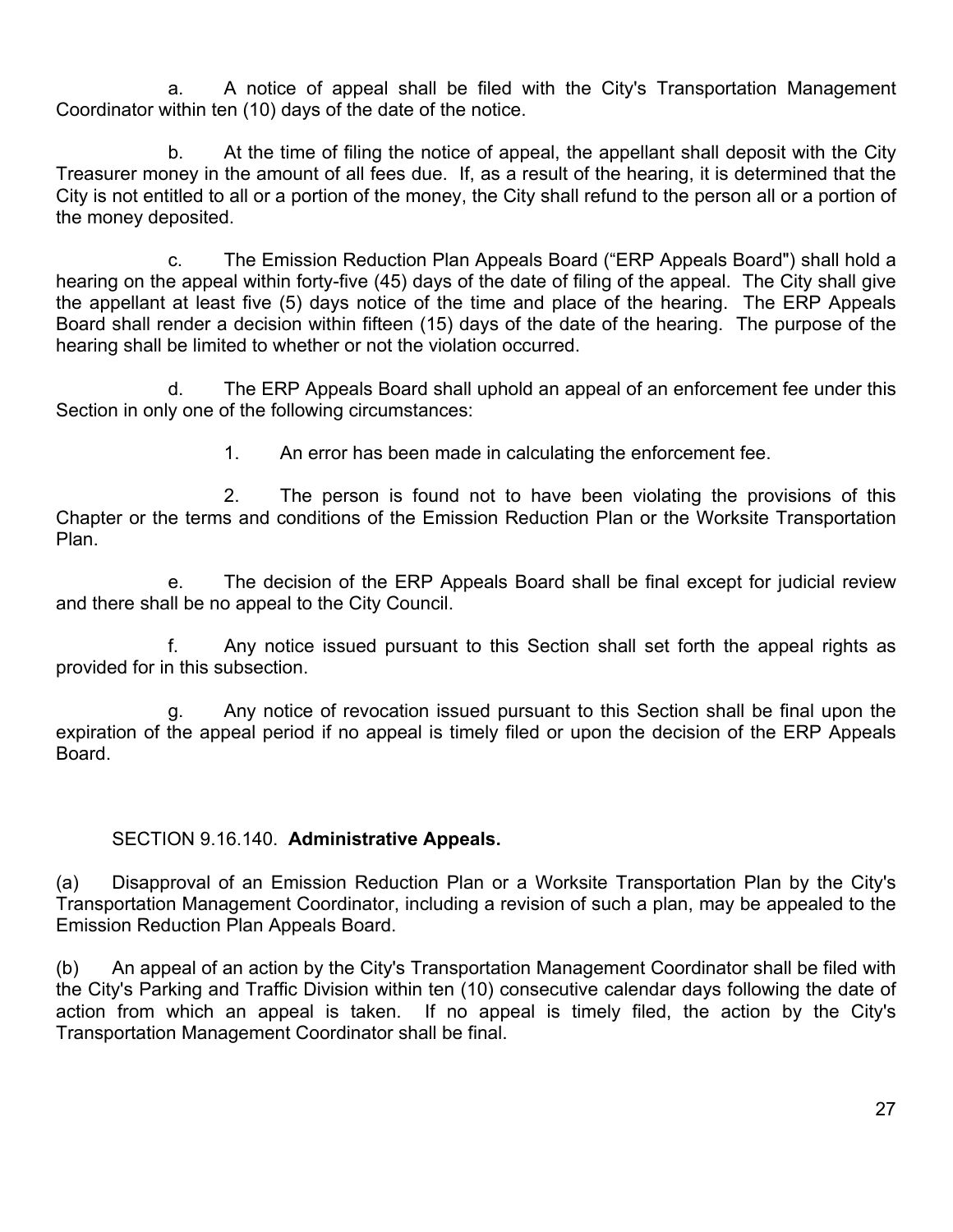a. A notice of appeal shall be filed with the City's Transportation Management Coordinator within ten (10) days of the date of the notice.

b. At the time of filing the notice of appeal, the appellant shall deposit with the City Treasurer money in the amount of all fees due. If, as a result of the hearing, it is determined that the City is not entitled to all or a portion of the money, the City shall refund to the person all or a portion of the money deposited.

c. The Emission Reduction Plan Appeals Board ("ERP Appeals Board") shall hold a hearing on the appeal within forty-five (45) days of the date of filing of the appeal. The City shall give the appellant at least five (5) days notice of the time and place of the hearing. The ERP Appeals Board shall render a decision within fifteen (15) days of the date of the hearing. The purpose of the hearing shall be limited to whether or not the violation occurred.

d. The ERP Appeals Board shall uphold an appeal of an enforcement fee under this Section in only one of the following circumstances:

1. An error has been made in calculating the enforcement fee.

2. The person is found not to have been violating the provisions of this Chapter or the terms and conditions of the Emission Reduction Plan or the Worksite Transportation Plan.

e. The decision of the ERP Appeals Board shall be final except for judicial review and there shall be no appeal to the City Council.

f. Any notice issued pursuant to this Section shall set forth the appeal rights as provided for in this subsection.

g. Any notice of revocation issued pursuant to this Section shall be final upon the expiration of the appeal period if no appeal is timely filed or upon the decision of the ERP Appeals Board.

SECTION 9.16.140. **Administrative Appeals.**

(a) Disapproval of an Emission Reduction Plan or a Worksite Transportation Plan by the City's Transportation Management Coordinator, including a revision of such a plan, may be appealed to the Emission Reduction Plan Appeals Board.

(b) An appeal of an action by the City's Transportation Management Coordinator shall be filed with the City's Parking and Traffic Division within ten (10) consecutive calendar days following the date of action from which an appeal is taken. If no appeal is timely filed, the action by the City's Transportation Management Coordinator shall be final.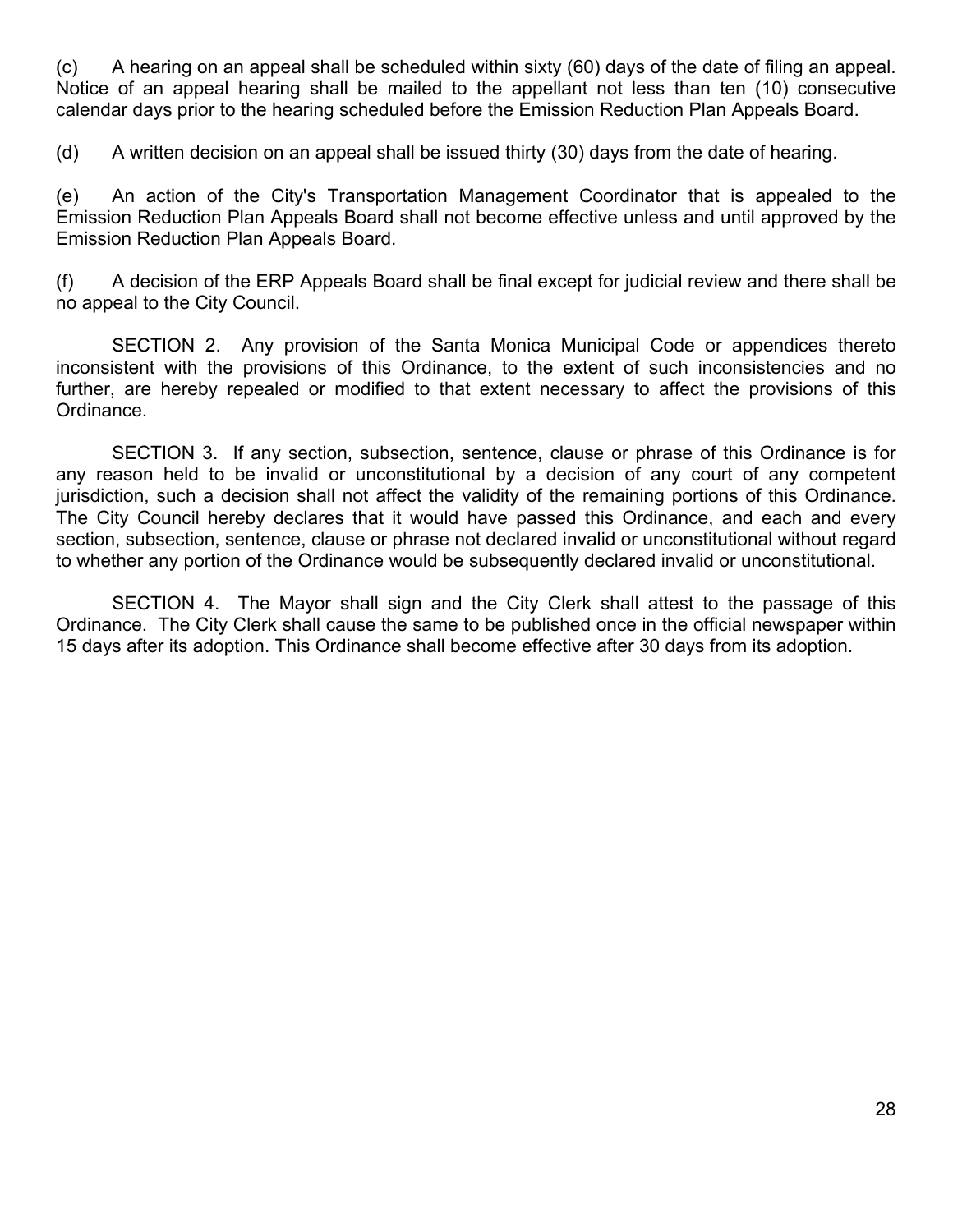(c) A hearing on an appeal shall be scheduled within sixty (60) days of the date of filing an appeal. Notice of an appeal hearing shall be mailed to the appellant not less than ten (10) consecutive calendar days prior to the hearing scheduled before the Emission Reduction Plan Appeals Board.

(d) A written decision on an appeal shall be issued thirty (30) days from the date of hearing.

(e) An action of the City's Transportation Management Coordinator that is appealed to the Emission Reduction Plan Appeals Board shall not become effective unless and until approved by the Emission Reduction Plan Appeals Board.

(f) A decision of the ERP Appeals Board shall be final except for judicial review and there shall be no appeal to the City Council.

SECTION 2. Any provision of the Santa Monica Municipal Code or appendices thereto inconsistent with the provisions of this Ordinance, to the extent of such inconsistencies and no further, are hereby repealed or modified to that extent necessary to affect the provisions of this Ordinance.

SECTION 3. If any section, subsection, sentence, clause or phrase of this Ordinance is for any reason held to be invalid or unconstitutional by a decision of any court of any competent jurisdiction, such a decision shall not affect the validity of the remaining portions of this Ordinance. The City Council hereby declares that it would have passed this Ordinance, and each and every section, subsection, sentence, clause or phrase not declared invalid or unconstitutional without regard to whether any portion of the Ordinance would be subsequently declared invalid or unconstitutional.

SECTION 4. The Mayor shall sign and the City Clerk shall attest to the passage of this Ordinance. The City Clerk shall cause the same to be published once in the official newspaper within 15 days after its adoption. This Ordinance shall become effective after 30 days from its adoption.